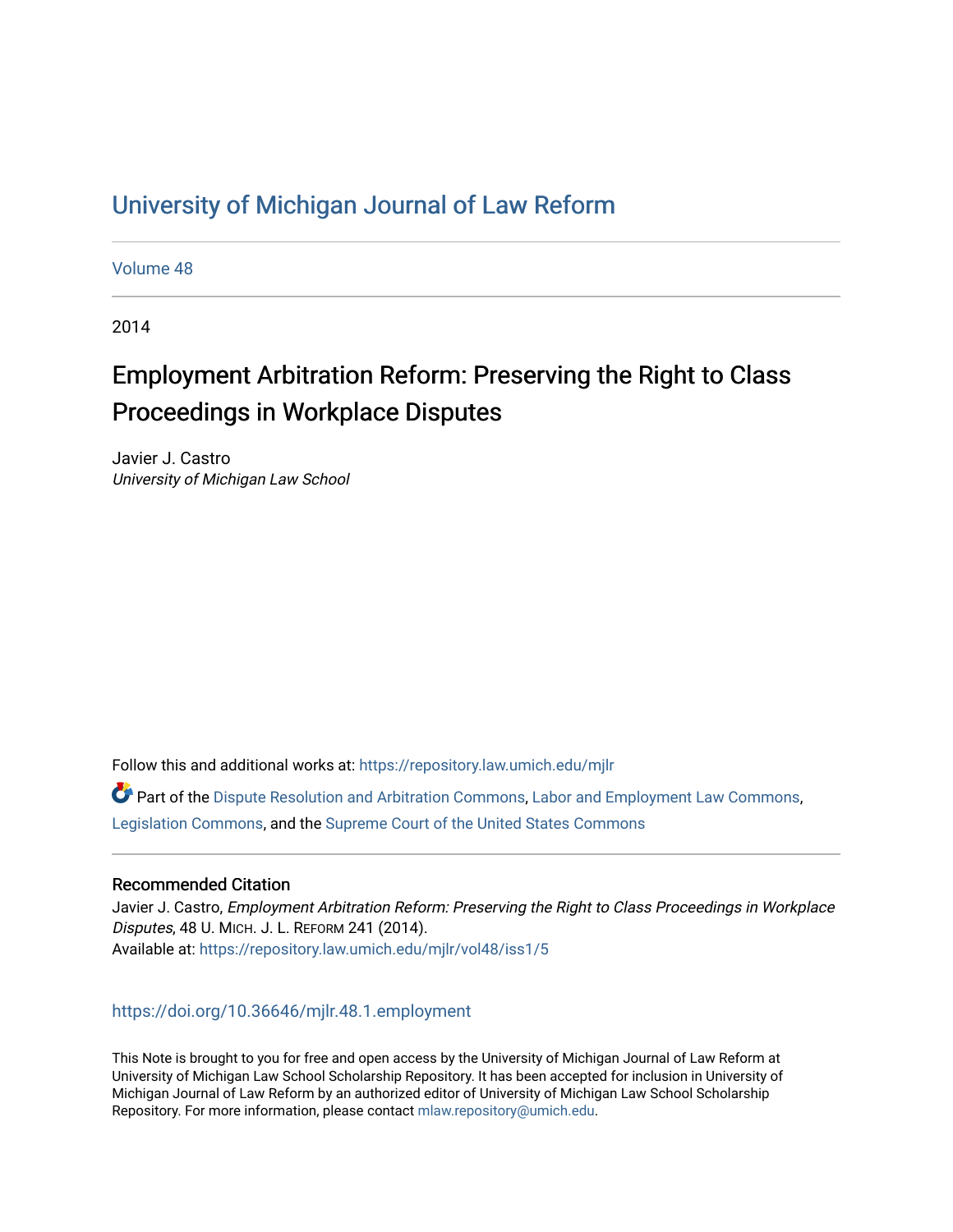# University of Michigan Journal of Law Reform

Volume 48

2014

## Employment Arbitration Reform: Preserving the Right to Class Proceedings in Workplace Disputes

Javier J. Castro
*University of Michigan Law School*

Follow this and additional works at: https://repository.law.umich.edu/mjlr

Part of the Dispute Resolution and Arbitration Commons, Labor and Employment Law Commons, Legislation Commons, and the Supreme Court of the United States Commons

### Recommended Citation

Javier J. Castro, *Employment Arbitration Reform: Preserving the Right to Class Proceedings in Workplace Disputes*, 48 U. MICH. J. L. REFORM 241 (2014).
Available at: https://repository.law.umich.edu/mjlr/vol48/iss1/5

https://doi.org/10.36646/mjlr.48.1.employment

This Note is brought to you for free and open access by the University of Michigan Journal of Law Reform at University of Michigan Law School Scholarship Repository. It has been accepted for inclusion in University of Michigan Journal of Law Reform by an authorized editor of University of Michigan Law School Scholarship Repository. For more information, please contact mlaw.repository@umich.edu.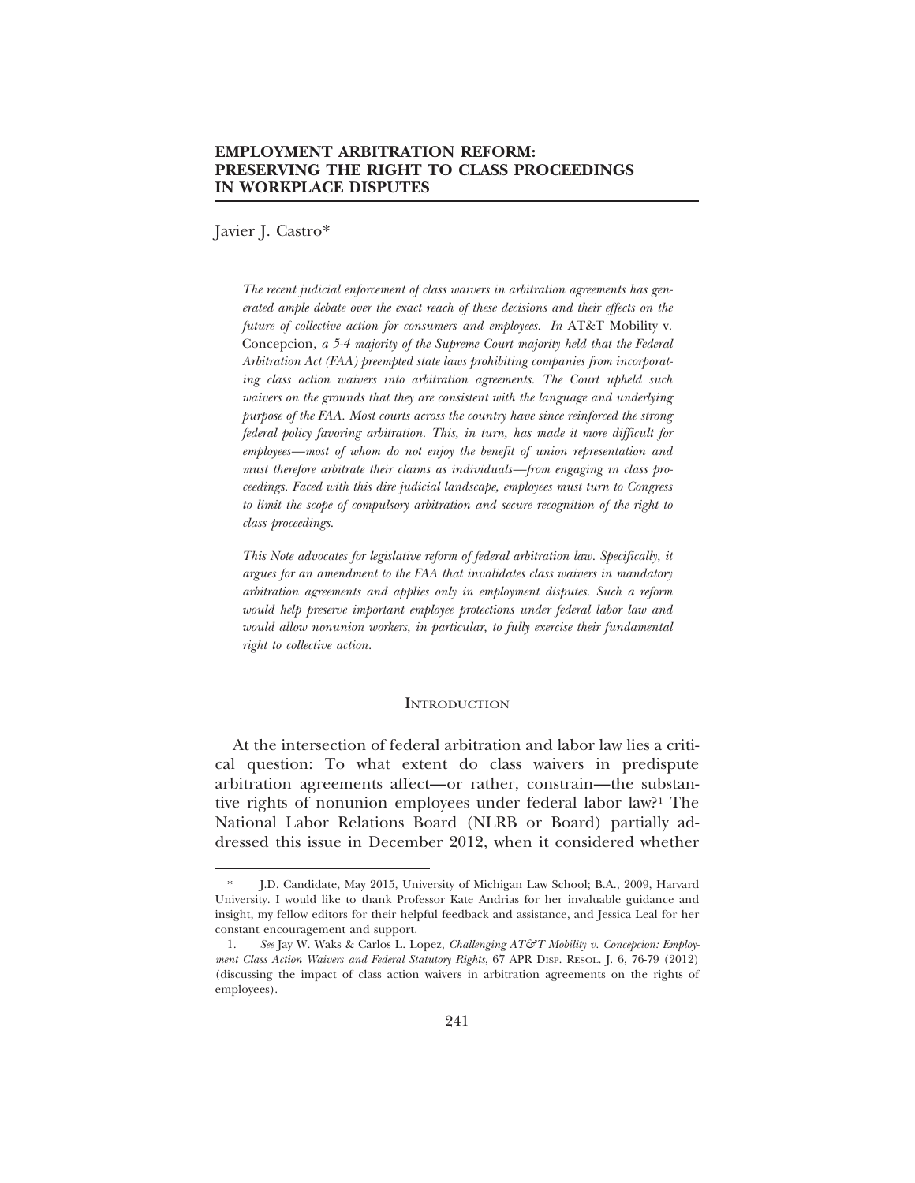## EMPLOYMENT ARBITRATION REFORM: PRESERVING THE RIGHT TO CLASS PROCEEDINGS IN WORKPLACE DISPUTES

Javier J. Castro*

*The recent judicial enforcement of class waivers in arbitration agreements has generated ample debate over the exact reach of these decisions and their effects on the future of collective action for consumers and employees. In* AT&T Mobility v. Concepcion*, a 5-4 majority of the Supreme Court majority held that the Federal Arbitration Act (FAA) preempted state laws prohibiting companies from incorporating class action waivers into arbitration agreements. The Court upheld such waivers on the grounds that they are consistent with the language and underlying purpose of the FAA. Most courts across the country have since reinforced the strong federal policy favoring arbitration. This, in turn, has made it more difficult for employees—most of whom do not enjoy the benefit of union representation and must therefore arbitrate their claims as individuals—from engaging in class proceedings. Faced with this dire judicial landscape, employees must turn to Congress to limit the scope of compulsory arbitration and secure recognition of the right to class proceedings.*

*This Note advocates for legislative reform of federal arbitration law. Specifically, it argues for an amendment to the FAA that invalidates class waivers in mandatory arbitration agreements and applies only in employment disputes. Such a reform would help preserve important employee protections under federal labor law and would allow nonunion workers, in particular, to fully exercise their fundamental right to collective action.*

### Introduction

At the intersection of federal arbitration and labor law lies a critical question: To what extent do class waivers in predispute arbitration agreements affect—or rather, constrain—the substantive rights of nonunion employees under federal labor law?[1] The National Labor Relations Board (NLRB or Board) partially addressed this issue in December 2012, when it considered whether

---

\* J.D. Candidate, May 2015, University of Michigan Law School; B.A., 2009, Harvard University. I would like to thank Professor Kate Andrias for her invaluable guidance and insight, my fellow editors for their helpful feedback and assistance, and Jessica Leal for her constant encouragement and support.

1. *See* Jay W. Waks & Carlos L. Lopez, *Challenging AT&T Mobility v. Concepcion: Employment Class Action Waivers and Federal Statutory Rights*, 67 APR Disp. Resol. J. 6, 76-79 (2012) (discussing the impact of class action waivers in arbitration agreements on the rights of employees).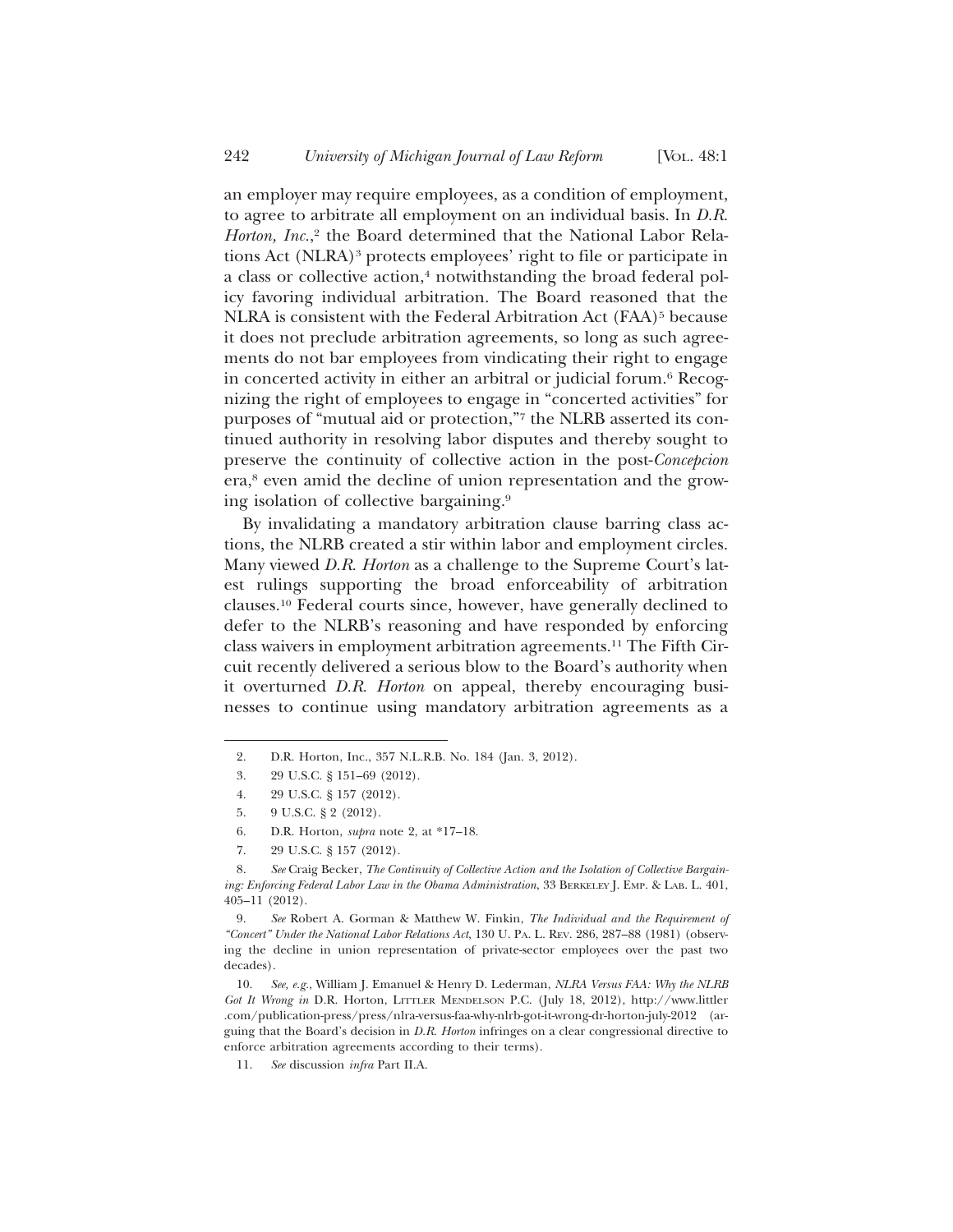an employer may require employees, as a condition of employment, to agree to arbitrate all employment on an individual basis. In *D.R. Horton, Inc.*,[2] the Board determined that the National Labor Relations Act (NLRA)[3] protects employees' right to file or participate in a class or collective action,[4] notwithstanding the broad federal policy favoring individual arbitration. The Board reasoned that the NLRA is consistent with the Federal Arbitration Act (FAA)[5] because it does not preclude arbitration agreements, so long as such agreements do not bar employees from vindicating their right to engage in concerted activity in either an arbitral or judicial forum.[6] Recognizing the right of employees to engage in "concerted activities" for purposes of "mutual aid or protection,"[7] the NLRB asserted its continued authority in resolving labor disputes and thereby sought to preserve the continuity of collective action in the post-*Concepcion* era,[8] even amid the decline of union representation and the growing isolation of collective bargaining.[9]

By invalidating a mandatory arbitration clause barring class actions, the NLRB created a stir within labor and employment circles. Many viewed *D.R. Horton* as a challenge to the Supreme Court's latest rulings supporting the broad enforceability of arbitration clauses.[10] Federal courts since, however, have generally declined to defer to the NLRB's reasoning and have responded by enforcing class waivers in employment arbitration agreements.[11] The Fifth Circuit recently delivered a serious blow to the Board's authority when it overturned *D.R. Horton* on appeal, thereby encouraging businesses to continue using mandatory arbitration agreements as a

---

2. D.R. Horton, Inc., 357 N.L.R.B. No. 184 (Jan. 3, 2012).

3. 29 U.S.C. § 151–69 (2012).

4. 29 U.S.C. § 157 (2012).

5. 9 U.S.C. § 2 (2012).

6. D.R. Horton, *supra* note 2, at *17–18.

7. 29 U.S.C. § 157 (2012).

8. *See* Craig Becker, *The Continuity of Collective Action and the Isolation of Collective Bargaining: Enforcing Federal Labor Law in the Obama Administration*, 33 BERKELEY J. EMP. & LAB. L. 401, 405–11 (2012).

9. *See* Robert A. Gorman & Matthew W. Finkin, *The Individual and the Requirement of "Concert" Under the National Labor Relations Act*, 130 U. PA. L. REV. 286, 287–88 (1981) (observing the decline in union representation of private-sector employees over the past two decades).

10. *See, e.g.*, William J. Emanuel & Henry D. Lederman, *NLRA Versus FAA: Why the NLRB Got It Wrong in* D.R. Horton, LITTLER MENDELSON P.C. (July 18, 2012), http://www.littler.com/publication-press/press/nlra-versus-faa-why-nlrb-got-it-wrong-dr-horton-july-2012 (arguing that the Board's decision in *D.R. Horton* infringes on a clear congressional directive to enforce arbitration agreements according to their terms).

11. *See* discussion *infra* Part II.A.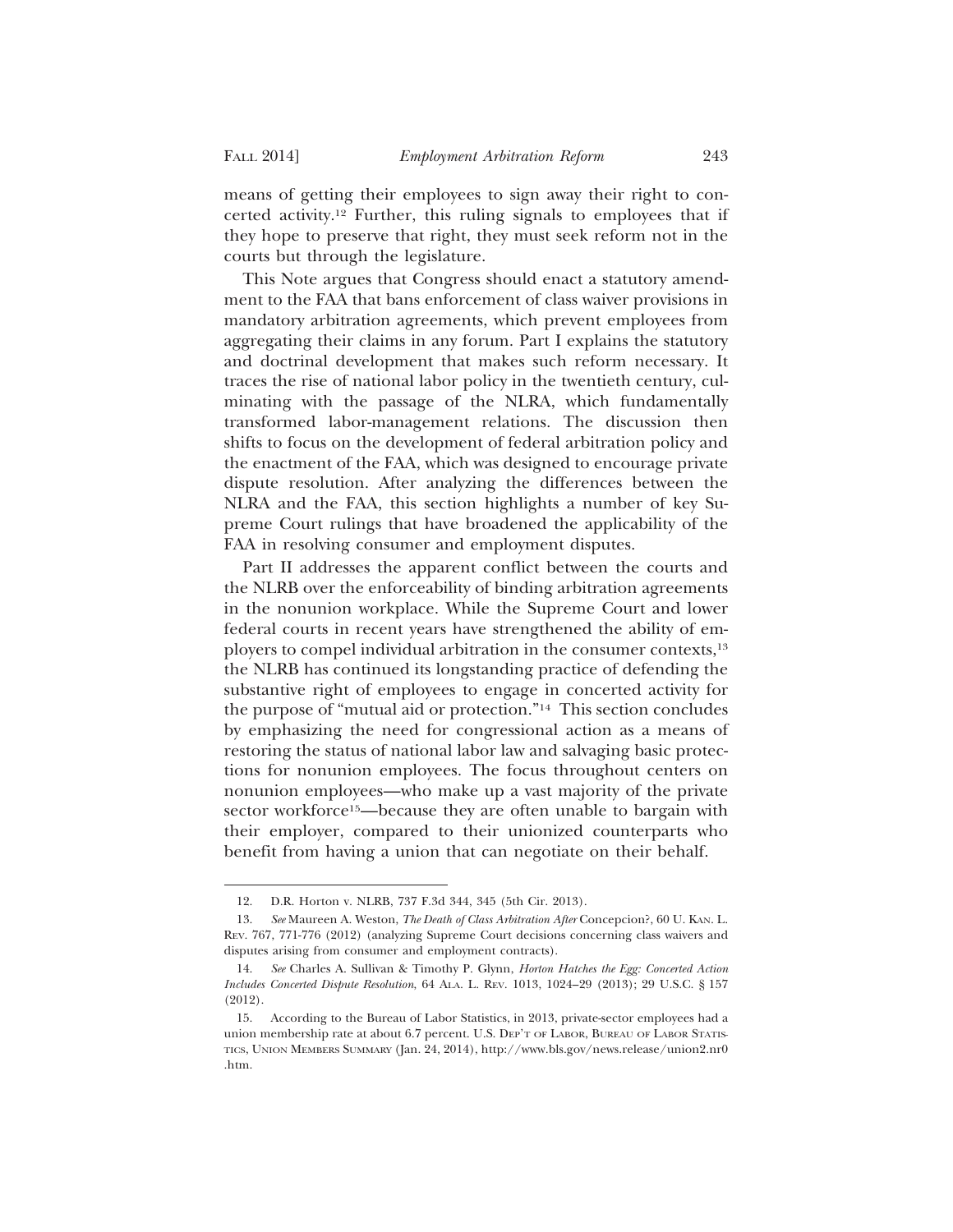means of getting their employees to sign away their right to concerted activity.[12] Further, this ruling signals to employees that if they hope to preserve that right, they must seek reform not in the courts but through the legislature.

This Note argues that Congress should enact a statutory amendment to the FAA that bans enforcement of class waiver provisions in mandatory arbitration agreements, which prevent employees from aggregating their claims in any forum. Part I explains the statutory and doctrinal development that makes such reform necessary. It traces the rise of national labor policy in the twentieth century, culminating with the passage of the NLRA, which fundamentally transformed labor-management relations. The discussion then shifts to focus on the development of federal arbitration policy and the enactment of the FAA, which was designed to encourage private dispute resolution. After analyzing the differences between the NLRA and the FAA, this section highlights a number of key Supreme Court rulings that have broadened the applicability of the FAA in resolving consumer and employment disputes.

Part II addresses the apparent conflict between the courts and the NLRB over the enforceability of binding arbitration agreements in the nonunion workplace. While the Supreme Court and lower federal courts in recent years have strengthened the ability of employers to compel individual arbitration in the consumer contexts,[13] the NLRB has continued its longstanding practice of defending the substantive right of employees to engage in concerted activity for the purpose of "mutual aid or protection."[14] This section concludes by emphasizing the need for congressional action as a means of restoring the status of national labor law and salvaging basic protections for nonunion employees. The focus throughout centers on nonunion employees—who make up a vast majority of the private sector workforce[15]—because they are often unable to bargain with their employer, compared to their unionized counterparts who benefit from having a union that can negotiate on their behalf.

---

12. D.R. Horton v. NLRB, 737 F.3d 344, 345 (5th Cir. 2013).

13. *See* Maureen A. Weston, *The Death of Class Arbitration After* Concepcion?, 60 U. KAN. L. REV. 767, 771-776 (2012) (analyzing Supreme Court decisions concerning class waivers and disputes arising from consumer and employment contracts).

14. *See* Charles A. Sullivan & Timothy P. Glynn, *Horton Hatches the Egg: Concerted Action Includes Concerted Dispute Resolution*, 64 ALA. L. REV. 1013, 1024–29 (2013); 29 U.S.C. § 157 (2012).

15. According to the Bureau of Labor Statistics, in 2013, private-sector employees had a union membership rate at about 6.7 percent. U.S. DEP'T OF LABOR, BUREAU OF LABOR STATISTICS, UNION MEMBERS SUMMARY (Jan. 24, 2014), http://www.bls.gov/news.release/union2.nr0.htm.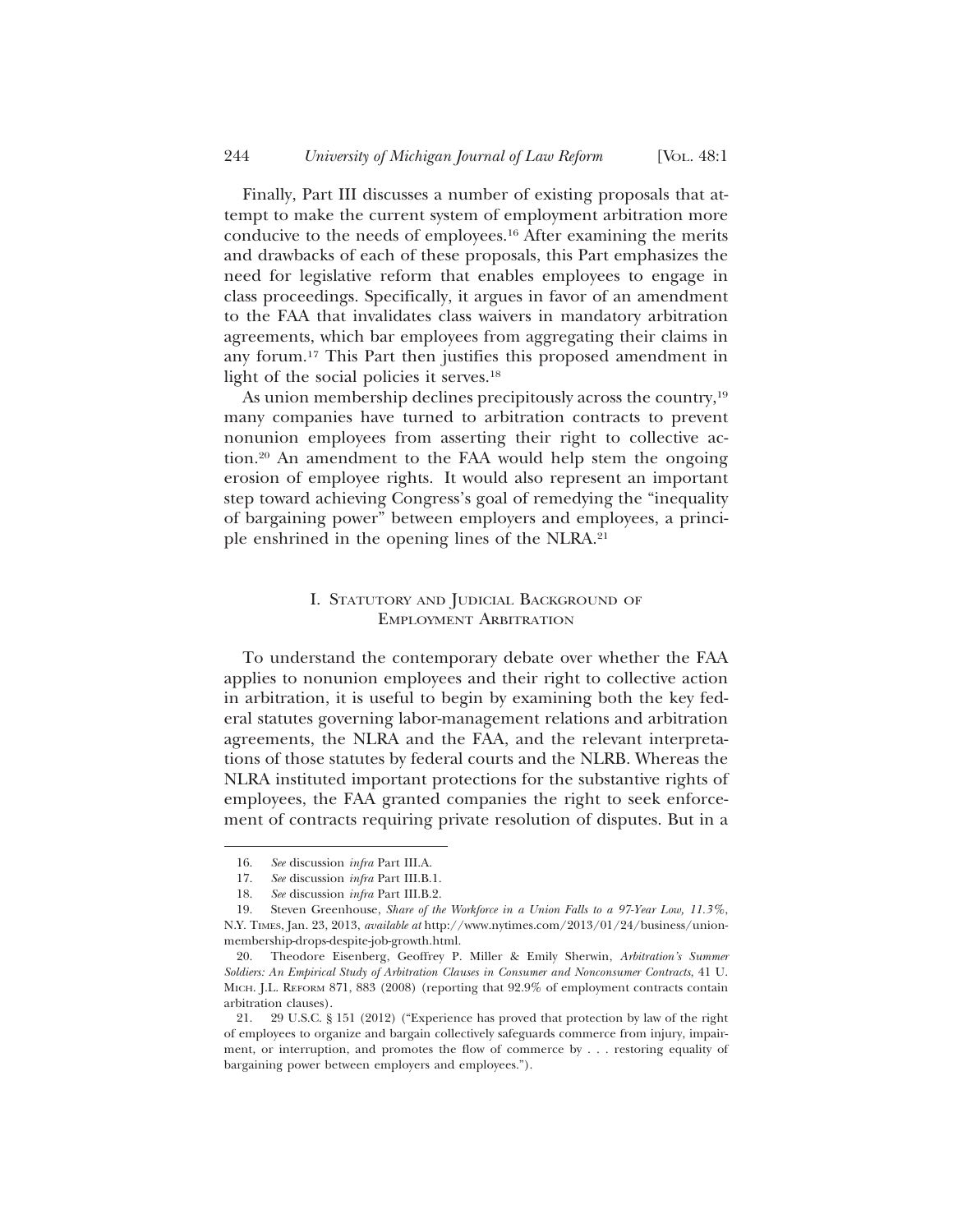Finally, Part III discusses a number of existing proposals that attempt to make the current system of employment arbitration more conducive to the needs of employees.[16] After examining the merits and drawbacks of each of these proposals, this Part emphasizes the need for legislative reform that enables employees to engage in class proceedings. Specifically, it argues in favor of an amendment to the FAA that invalidates class waivers in mandatory arbitration agreements, which bar employees from aggregating their claims in any forum.[17] This Part then justifies this proposed amendment in light of the social policies it serves.[18]

As union membership declines precipitously across the country,[19] many companies have turned to arbitration contracts to prevent nonunion employees from asserting their right to collective action.[20] An amendment to the FAA would help stem the ongoing erosion of employee rights. It would also represent an important step toward achieving Congress's goal of remedying the "inequality of bargaining power" between employers and employees, a principle enshrined in the opening lines of the NLRA.[21]

## I. Statutory and Judicial Background of Employment Arbitration

To understand the contemporary debate over whether the FAA applies to nonunion employees and their right to collective action in arbitration, it is useful to begin by examining both the key federal statutes governing labor-management relations and arbitration agreements, the NLRA and the FAA, and the relevant interpretations of those statutes by federal courts and the NLRB. Whereas the NLRA instituted important protections for the substantive rights of employees, the FAA granted companies the right to seek enforcement of contracts requiring private resolution of disputes. But in a

---

16. *See* discussion *infra* Part III.A.

17. *See* discussion *infra* Part III.B.1.

18. *See* discussion *infra* Part III.B.2.

19. Steven Greenhouse, *Share of the Workforce in a Union Falls to a 97-Year Low, 11.3%*, N.Y. Times, Jan. 23, 2013, *available at* http://www.nytimes.com/2013/01/24/business/union-membership-drops-despite-job-growth.html.

20. Theodore Eisenberg, Geoffrey P. Miller & Emily Sherwin, *Arbitration's Summer Soldiers: An Empirical Study of Arbitration Clauses in Consumer and Nonconsumer Contracts*, 41 U. Mich. J.L. Reform 871, 883 (2008) (reporting that 92.9% of employment contracts contain arbitration clauses).

21. 29 U.S.C. § 151 (2012) ("Experience has proved that protection by law of the right of employees to organize and bargain collectively safeguards commerce from injury, impairment, or interruption, and promotes the flow of commerce by . . . restoring equality of bargaining power between employers and employees.").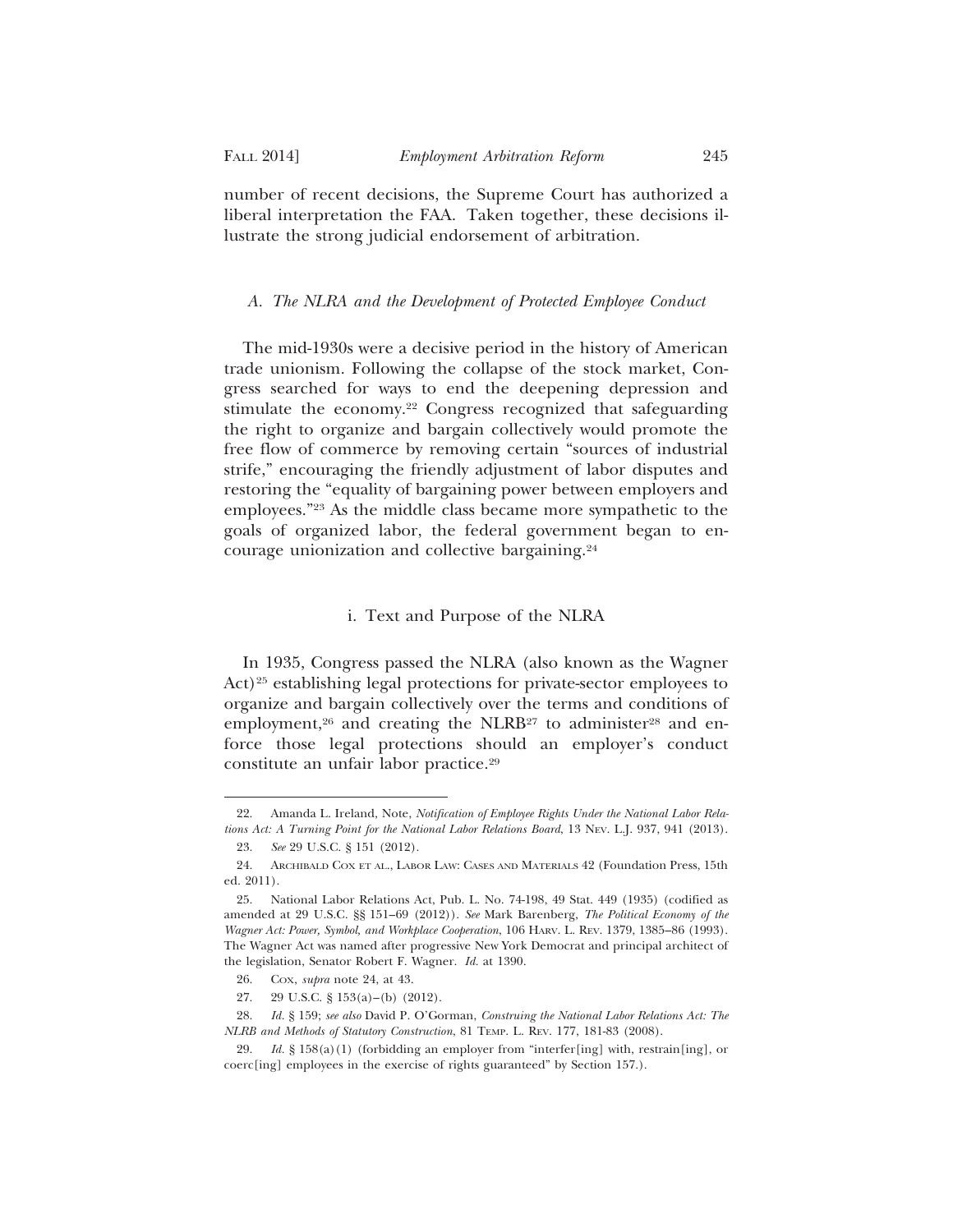number of recent decisions, the Supreme Court has authorized a liberal interpretation the FAA. Taken together, these decisions illustrate the strong judicial endorsement of arbitration.

### *A. The NLRA and the Development of Protected Employee Conduct*

The mid-1930s were a decisive period in the history of American trade unionism. Following the collapse of the stock market, Congress searched for ways to end the deepening depression and stimulate the economy.[22] Congress recognized that safeguarding the right to organize and bargain collectively would promote the free flow of commerce by removing certain "sources of industrial strife," encouraging the friendly adjustment of labor disputes and restoring the "equality of bargaining power between employers and employees."[23] As the middle class became more sympathetic to the goals of organized labor, the federal government began to encourage unionization and collective bargaining.[24]

#### i. Text and Purpose of the NLRA

In 1935, Congress passed the NLRA (also known as the Wagner Act)[25] establishing legal protections for private-sector employees to organize and bargain collectively over the terms and conditions of employment,[26] and creating the NLRB[27] to administer[28] and enforce those legal protections should an employer's conduct constitute an unfair labor practice.[29]

---

22. Amanda L. Ireland, Note, *Notification of Employee Rights Under the National Labor Relations Act: A Turning Point for the National Labor Relations Board*, 13 Nev. L.J. 937, 941 (2013).

23. *See* 29 U.S.C. § 151 (2012).

24. Archibald Cox et al., Labor Law: Cases and Materials 42 (Foundation Press, 15th ed. 2011).

25. National Labor Relations Act, Pub. L. No. 74-198, 49 Stat. 449 (1935) (codified as amended at 29 U.S.C. §§ 151–69 (2012)). *See* Mark Barenberg, *The Political Economy of the Wagner Act: Power, Symbol, and Workplace Cooperation*, 106 Harv. L. Rev. 1379, 1385–86 (1993). The Wagner Act was named after progressive New York Democrat and principal architect of the legislation, Senator Robert F. Wagner. *Id.* at 1390.

26. Cox, *supra* note 24, at 43.

27. 29 U.S.C. § 153(a)–(b) (2012).

28. *Id.* § 159; *see also* David P. O'Gorman, *Construing the National Labor Relations Act: The NLRB and Methods of Statutory Construction*, 81 Temp. L. Rev. 177, 181-83 (2008).

29. *Id.* § 158(a)(1) (forbidding an employer from "interfer[ing] with, restrain[ing], or coerc[ing] employees in the exercise of rights guaranteed" by Section 157.).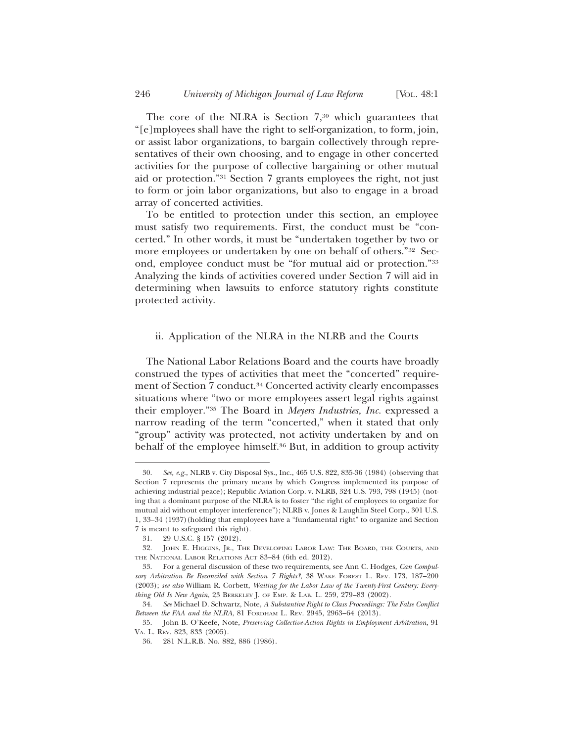The core of the NLRA is Section 7,[30] which guarantees that "[e]mployees shall have the right to self-organization, to form, join, or assist labor organizations, to bargain collectively through representatives of their own choosing, and to engage in other concerted activities for the purpose of collective bargaining or other mutual aid or protection."[31] Section 7 grants employees the right, not just to form or join labor organizations, but also to engage in a broad array of concerted activities.

To be entitled to protection under this section, an employee must satisfy two requirements. First, the conduct must be "concerted." In other words, it must be "undertaken together by two or more employees or undertaken by one on behalf of others."[32] Second, employee conduct must be "for mutual aid or protection."[33] Analyzing the kinds of activities covered under Section 7 will aid in determining when lawsuits to enforce statutory rights constitute protected activity.

### ii. Application of the NLRA in the NLRB and the Courts

The National Labor Relations Board and the courts have broadly construed the types of activities that meet the "concerted" requirement of Section 7 conduct.[34] Concerted activity clearly encompasses situations where "two or more employees assert legal rights against their employer."[35] The Board in *Meyers Industries, Inc.* expressed a narrow reading of the term "concerted," when it stated that only "group" activity was protected, not activity undertaken by and on behalf of the employee himself.[36] But, in addition to group activity

---

30. *See, e.g.*, NLRB v. City Disposal Sys., Inc., 465 U.S. 822, 835-36 (1984) (observing that Section 7 represents the primary means by which Congress implemented its purpose of achieving industrial peace); Republic Aviation Corp. v. NLRB, 324 U.S. 793, 798 (1945) (noting that a dominant purpose of the NLRA is to foster "the right of employees to organize for mutual aid without employer interference"); NLRB v. Jones & Laughlin Steel Corp., 301 U.S. 1, 33–34 (1937)(holding that employees have a "fundamental right" to organize and Section 7 is meant to safeguard this right).

31. 29 U.S.C. § 157 (2012).

32. John E. Higgins, Jr., The Developing Labor Law: The Board, the Courts, and the National Labor Relations Act 83–84 (6th ed. 2012).

33. For a general discussion of these two requirements, see Ann C. Hodges, *Can Compulsory Arbitration Be Reconciled with Section 7 Rights?*, 38 Wake Forest L. Rev. 173, 187–200 (2003); *see also* William R. Corbett, *Waiting for the Labor Law of the Twenty-First Century: Everything Old Is New Again*, 23 Berkeley J. of Emp. & Lab. L. 259, 279–83 (2002).

34. *See* Michael D. Schwartz, Note, *A Substantive Right to Class Proceedings: The False Conflict Between the FAA and the NLRA*, 81 Fordham L. Rev. 2945, 2963–64 (2013).

35. John B. O'Keefe, Note, *Preserving Collective-Action Rights in Employment Arbitration*, 91 Va. L. Rev. 823, 833 (2005).

36. 281 N.L.R.B. No. 882, 886 (1986).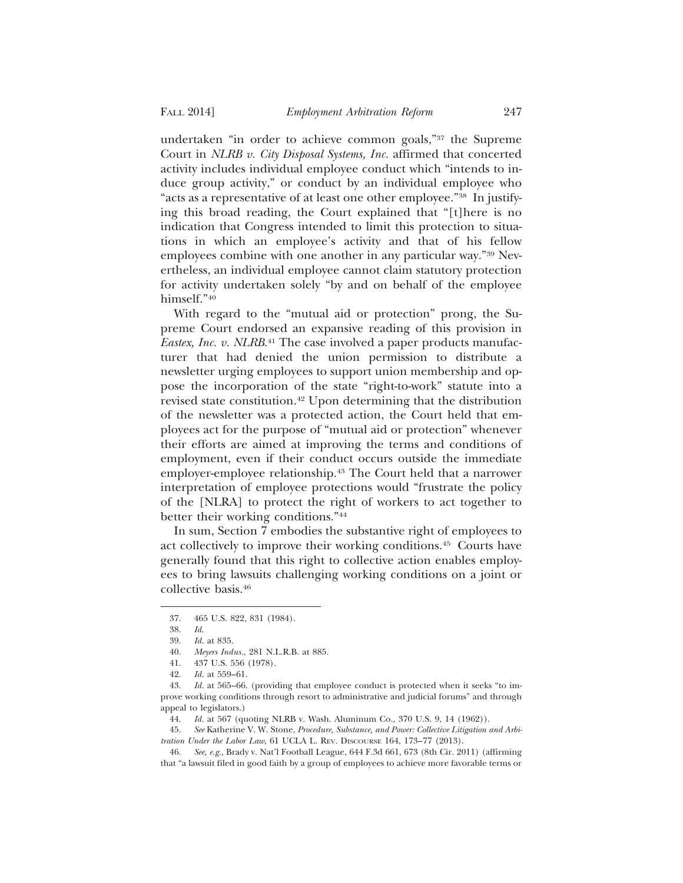undertaken "in order to achieve common goals,"[37] the Supreme Court in *NLRB v. City Disposal Systems, Inc.* affirmed that concerted activity includes individual employee conduct which "intends to induce group activity," or conduct by an individual employee who "acts as a representative of at least one other employee."[38] In justifying this broad reading, the Court explained that "[t]here is no indication that Congress intended to limit this protection to situations in which an employee's activity and that of his fellow employees combine with one another in any particular way."[39] Nevertheless, an individual employee cannot claim statutory protection for activity undertaken solely "by and on behalf of the employee himself."[40]

With regard to the "mutual aid or protection" prong, the Supreme Court endorsed an expansive reading of this provision in *Eastex, Inc. v. NLRB*.[41] The case involved a paper products manufacturer that had denied the union permission to distribute a newsletter urging employees to support union membership and oppose the incorporation of the state "right-to-work" statute into a revised state constitution.[42] Upon determining that the distribution of the newsletter was a protected action, the Court held that employees act for the purpose of "mutual aid or protection" whenever their efforts are aimed at improving the terms and conditions of employment, even if their conduct occurs outside the immediate employer-employee relationship.[43] The Court held that a narrower interpretation of employee protections would "frustrate the policy of the [NLRA] to protect the right of workers to act together to better their working conditions."[44]

In sum, Section 7 embodies the substantive right of employees to act collectively to improve their working conditions.[45] Courts have generally found that this right to collective action enables employees to bring lawsuits challenging working conditions on a joint or collective basis.[46]

---

37. 465 U.S. 822, 831 (1984).

38. *Id.*

39. *Id.* at 835.

40. *Meyers Indus.*, 281 N.L.R.B. at 885.

41. 437 U.S. 556 (1978).

42. *Id.* at 559–61.

43. *Id.* at 565–66. (providing that employee conduct is protected when it seeks "to improve working conditions through resort to administrative and judicial forums" and through appeal to legislators.)

44. *Id.* at 567 (quoting NLRB v. Wash. Aluminum Co., 370 U.S. 9, 14 (1962)).

45. *See* Katherine V. W. Stone, *Procedure, Substance, and Power: Collective Litigation and Arbitration Under the Labor Law*, 61 UCLA L. Rev. Discourse 164, 173–77 (2013).

46. *See, e.g.*, Brady v. Nat'l Football League, 644 F.3d 661, 673 (8th Cir. 2011) (affirming that "a lawsuit filed in good faith by a group of employees to achieve more favorable terms or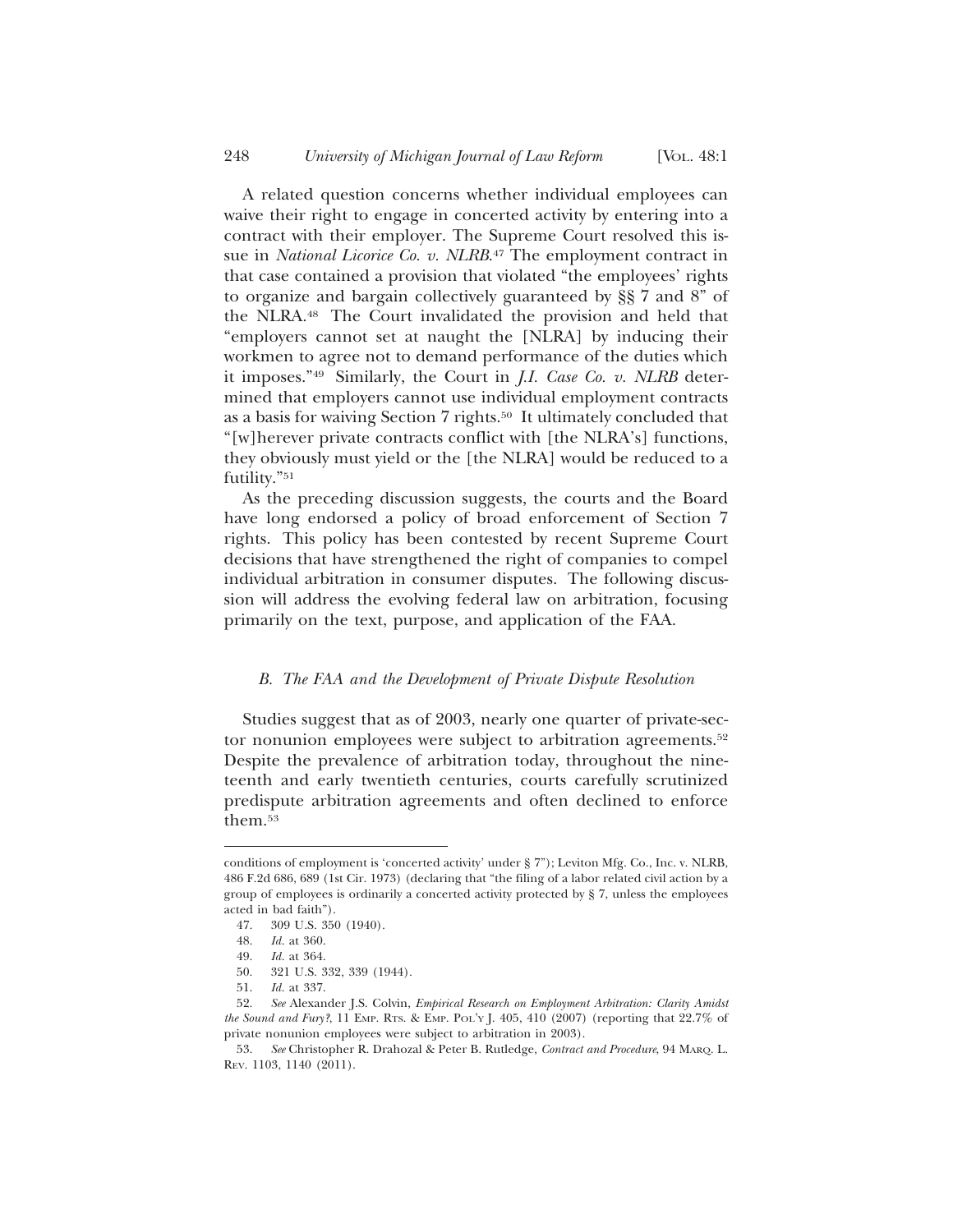A related question concerns whether individual employees can waive their right to engage in concerted activity by entering into a contract with their employer. The Supreme Court resolved this issue in *National Licorice Co. v. NLRB*.[47] The employment contract in that case contained a provision that violated "the employees' rights to organize and bargain collectively guaranteed by §§ 7 and 8" of the NLRA.[48] The Court invalidated the provision and held that "employers cannot set at naught the [NLRA] by inducing their workmen to agree not to demand performance of the duties which it imposes."[49] Similarly, the Court in *J.I. Case Co. v. NLRB* determined that employers cannot use individual employment contracts as a basis for waiving Section 7 rights.[50] It ultimately concluded that "[w]herever private contracts conflict with [the NLRA's] functions, they obviously must yield or the [the NLRA] would be reduced to a futility."[51]

As the preceding discussion suggests, the courts and the Board have long endorsed a policy of broad enforcement of Section 7 rights. This policy has been contested by recent Supreme Court decisions that have strengthened the right of companies to compel individual arbitration in consumer disputes. The following discussion will address the evolving federal law on arbitration, focusing primarily on the text, purpose, and application of the FAA.

### *B. The FAA and the Development of Private Dispute Resolution*

Studies suggest that as of 2003, nearly one quarter of private-sector nonunion employees were subject to arbitration agreements.[52] Despite the prevalence of arbitration today, throughout the nineteenth and early twentieth centuries, courts carefully scrutinized predispute arbitration agreements and often declined to enforce them.[53]

---

conditions of employment is 'concerted activity' under § 7"); Leviton Mfg. Co., Inc. v. NLRB, 486 F.2d 686, 689 (1st Cir. 1973) (declaring that "the filing of a labor related civil action by a group of employees is ordinarily a concerted activity protected by § 7, unless the employees acted in bad faith").

47. 309 U.S. 350 (1940).

48. *Id.* at 360.

49. *Id.* at 364.

50. 321 U.S. 332, 339 (1944).

51. *Id.* at 337.

52. *See* Alexander J.S. Colvin, *Empirical Research on Employment Arbitration: Clarity Amidst the Sound and Fury?*, 11 Emp. Rts. & Emp. Pol'y J. 405, 410 (2007) (reporting that 22.7% of private nonunion employees were subject to arbitration in 2003).

53. *See* Christopher R. Drahozal & Peter B. Rutledge, *Contract and Procedure*, 94 Marq. L. Rev. 1103, 1140 (2011).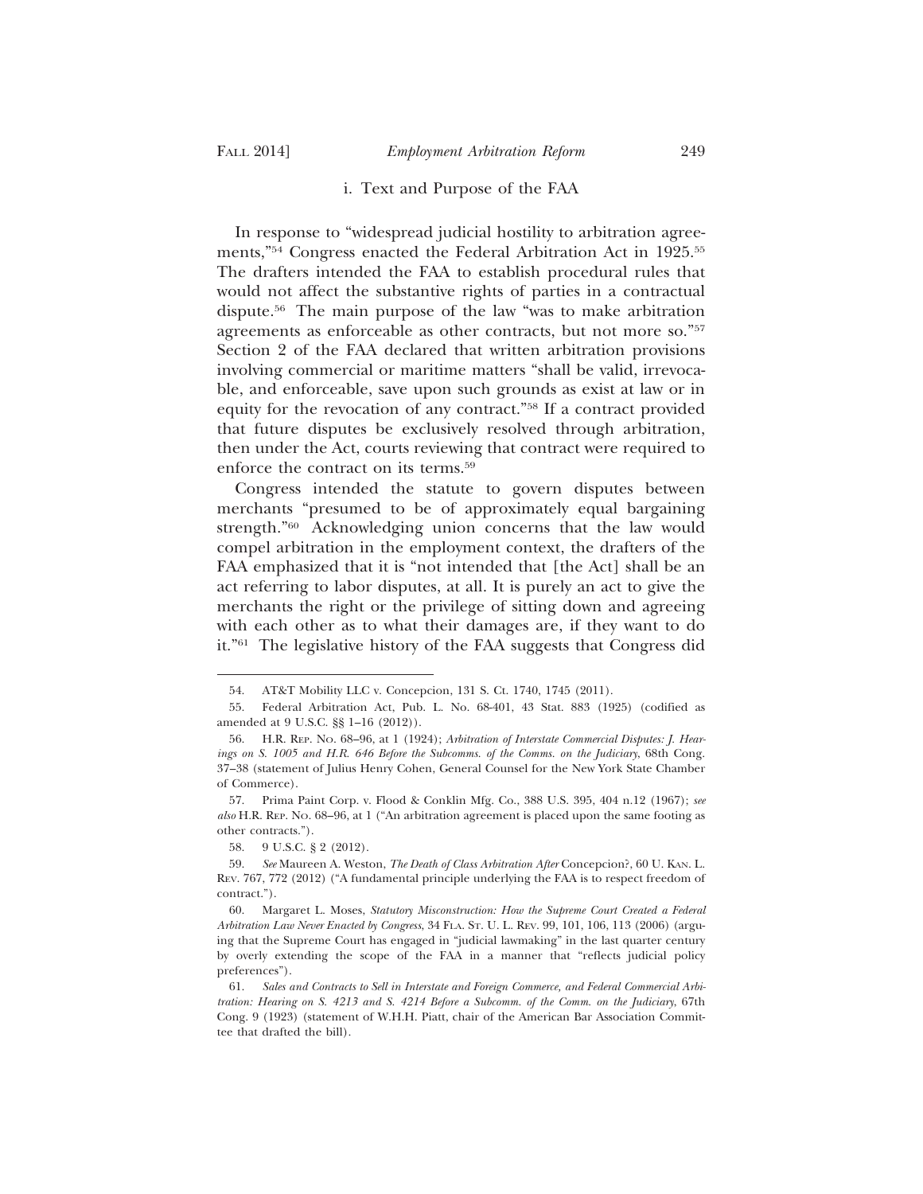### i. Text and Purpose of the FAA

In response to "widespread judicial hostility to arbitration agreements,"[54] Congress enacted the Federal Arbitration Act in 1925.[55] The drafters intended the FAA to establish procedural rules that would not affect the substantive rights of parties in a contractual dispute.[56] The main purpose of the law "was to make arbitration agreements as enforceable as other contracts, but not more so."[57] Section 2 of the FAA declared that written arbitration provisions involving commercial or maritime matters "shall be valid, irrevocable, and enforceable, save upon such grounds as exist at law or in equity for the revocation of any contract."[58] If a contract provided that future disputes be exclusively resolved through arbitration, then under the Act, courts reviewing that contract were required to enforce the contract on its terms.[59]

Congress intended the statute to govern disputes between merchants "presumed to be of approximately equal bargaining strength."[60] Acknowledging union concerns that the law would compel arbitration in the employment context, the drafters of the FAA emphasized that it is "not intended that [the Act] shall be an act referring to labor disputes, at all. It is purely an act to give the merchants the right or the privilege of sitting down and agreeing with each other as to what their damages are, if they want to do it."[61] The legislative history of the FAA suggests that Congress did

---

54. AT&T Mobility LLC v. Concepcion, 131 S. Ct. 1740, 1745 (2011).

55. Federal Arbitration Act, Pub. L. No. 68-401, 43 Stat. 883 (1925) (codified as amended at 9 U.S.C. §§ 1–16 (2012)).

56. H.R. Rep. No. 68–96, at 1 (1924); *Arbitration of Interstate Commercial Disputes: J. Hearings on S. 1005 and H.R. 646 Before the Subcomms. of the Comms. on the Judiciary*, 68th Cong. 37–38 (statement of Julius Henry Cohen, General Counsel for the New York State Chamber of Commerce).

57. Prima Paint Corp. v. Flood & Conklin Mfg. Co., 388 U.S. 395, 404 n.12 (1967); *see also* H.R. Rep. No. 68–96, at 1 ("An arbitration agreement is placed upon the same footing as other contracts.").

58. 9 U.S.C. § 2 (2012).

59. *See* Maureen A. Weston, *The Death of Class Arbitration After* Concepcion?, 60 U. Kan. L. Rev. 767, 772 (2012) ("A fundamental principle underlying the FAA is to respect freedom of contract.").

60. Margaret L. Moses, *Statutory Misconstruction: How the Supreme Court Created a Federal Arbitration Law Never Enacted by Congress*, 34 Fla. St. U. L. Rev. 99, 101, 106, 113 (2006) (arguing that the Supreme Court has engaged in "judicial lawmaking" in the last quarter century by overly extending the scope of the FAA in a manner that "reflects judicial policy preferences").

61. *Sales and Contracts to Sell in Interstate and Foreign Commerce, and Federal Commercial Arbitration: Hearing on S. 4213 and S. 4214 Before a Subcomm. of the Comm. on the Judiciary*, 67th Cong. 9 (1923) (statement of W.H.H. Piatt, chair of the American Bar Association Committee that drafted the bill).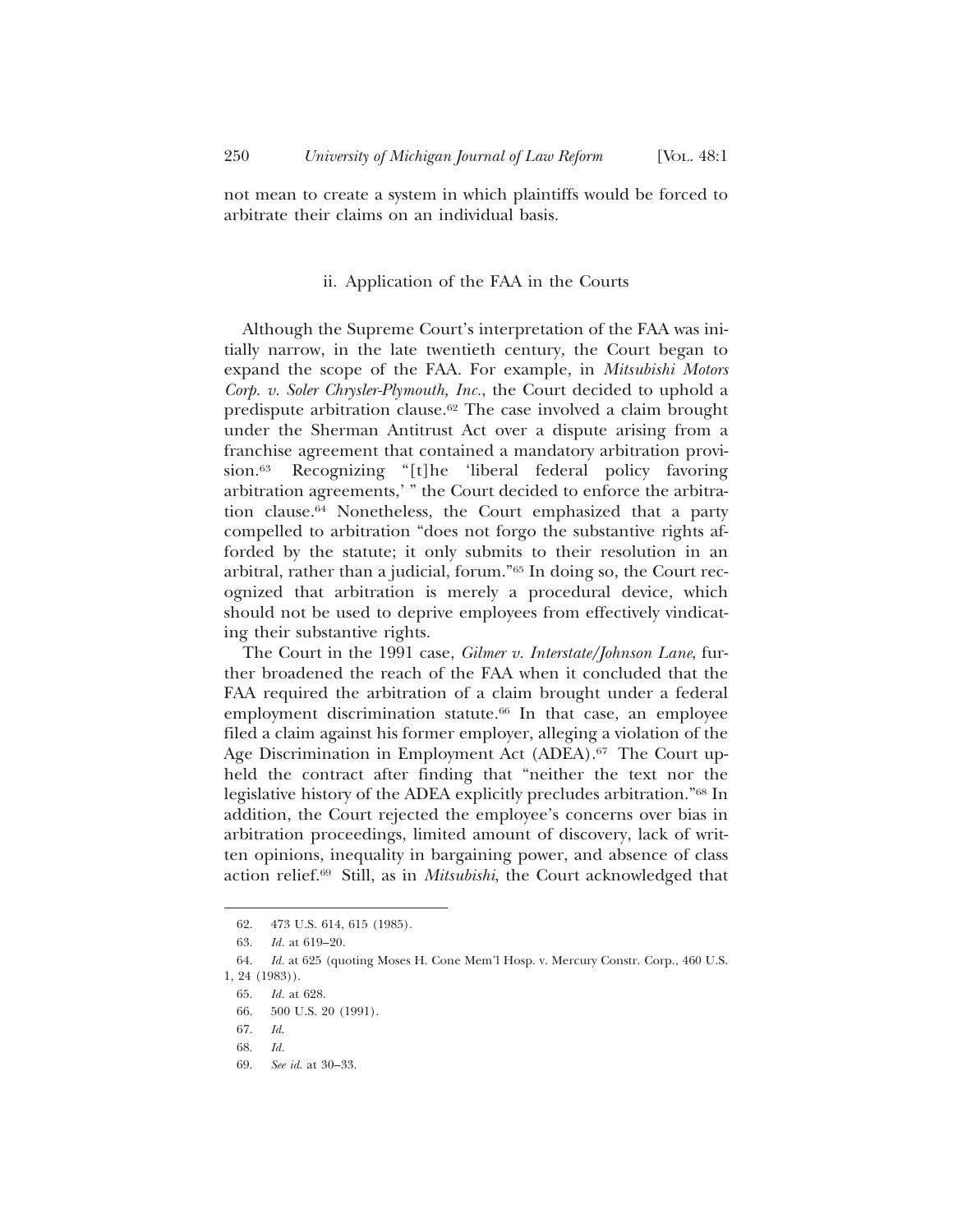not mean to create a system in which plaintiffs would be forced to arbitrate their claims on an individual basis.

### ii. Application of the FAA in the Courts

Although the Supreme Court's interpretation of the FAA was initially narrow, in the late twentieth century, the Court began to expand the scope of the FAA. For example, in *Mitsubishi Motors Corp. v. Soler Chrysler-Plymouth, Inc.*, the Court decided to uphold a predispute arbitration clause.[62] The case involved a claim brought under the Sherman Antitrust Act over a dispute arising from a franchise agreement that contained a mandatory arbitration provision.[63] Recognizing "[t]he 'liberal federal policy favoring arbitration agreements,' " the Court decided to enforce the arbitration clause.[64] Nonetheless, the Court emphasized that a party compelled to arbitration "does not forgo the substantive rights afforded by the statute; it only submits to their resolution in an arbitral, rather than a judicial, forum."[65] In doing so, the Court recognized that arbitration is merely a procedural device, which should not be used to deprive employees from effectively vindicating their substantive rights.

The Court in the 1991 case, *Gilmer v. Interstate/Johnson Lane*, further broadened the reach of the FAA when it concluded that the FAA required the arbitration of a claim brought under a federal employment discrimination statute.[66] In that case, an employee filed a claim against his former employer, alleging a violation of the Age Discrimination in Employment Act (ADEA).[67] The Court upheld the contract after finding that "neither the text nor the legislative history of the ADEA explicitly precludes arbitration."[68] In addition, the Court rejected the employee's concerns over bias in arbitration proceedings, limited amount of discovery, lack of written opinions, inequality in bargaining power, and absence of class action relief.[69] Still, as in *Mitsubishi*, the Court acknowledged that

---

62. 473 U.S. 614, 615 (1985).

63. *Id.* at 619–20.

64. *Id.* at 625 (quoting Moses H. Cone Mem'l Hosp. v. Mercury Constr. Corp., 460 U.S. 1, 24 (1983)).

65. *Id.* at 628.

66. 500 U.S. 20 (1991).

67. *Id.*

68. *Id.*

69. *See id.* at 30–33.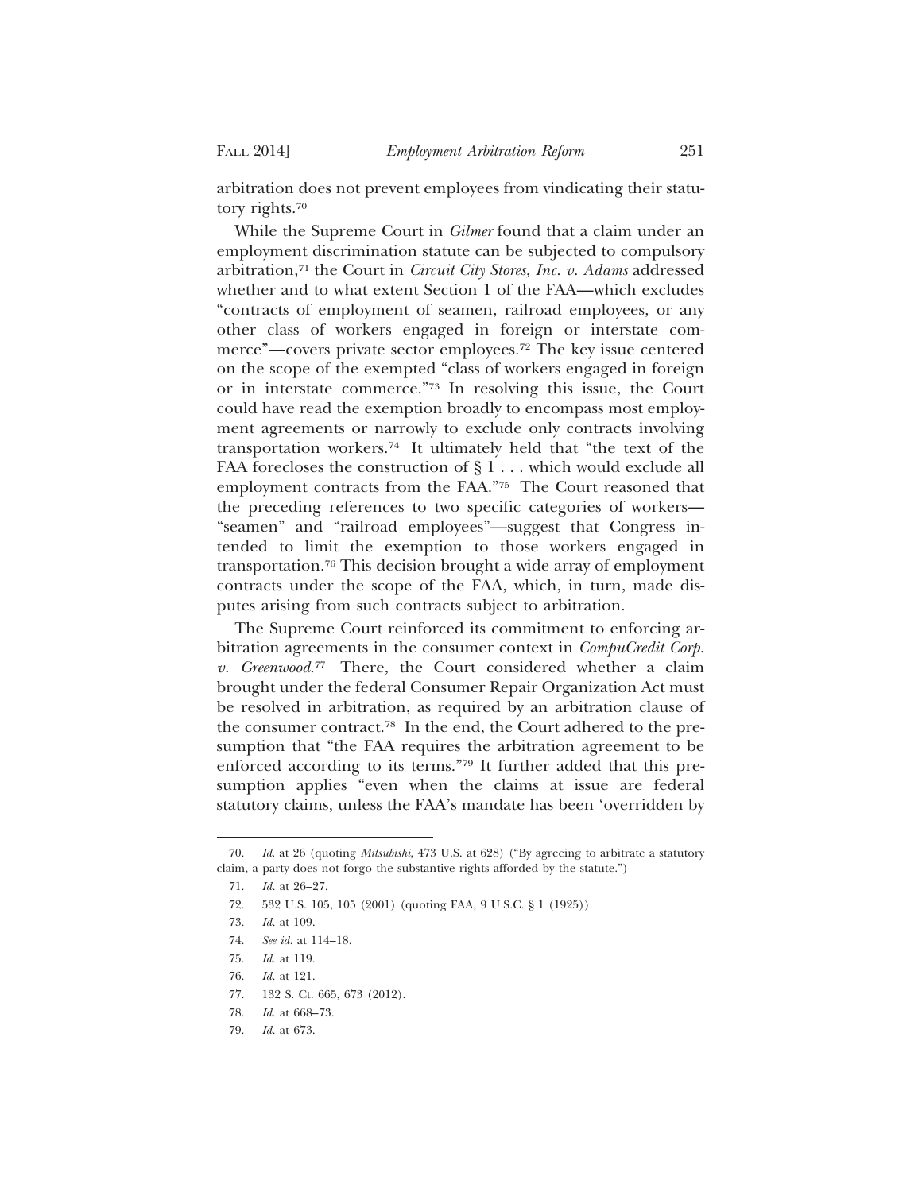arbitration does not prevent employees from vindicating their statutory rights.[70]

While the Supreme Court in *Gilmer* found that a claim under an employment discrimination statute can be subjected to compulsory arbitration,[71] the Court in *Circuit City Stores, Inc. v. Adams* addressed whether and to what extent Section 1 of the FAA—which excludes "contracts of employment of seamen, railroad employees, or any other class of workers engaged in foreign or interstate commerce"—covers private sector employees.[72] The key issue centered on the scope of the exempted "class of workers engaged in foreign or in interstate commerce."[73] In resolving this issue, the Court could have read the exemption broadly to encompass most employment agreements or narrowly to exclude only contracts involving transportation workers.[74] It ultimately held that "the text of the FAA forecloses the construction of § 1 . . . which would exclude all employment contracts from the FAA."[75] The Court reasoned that the preceding references to two specific categories of workers—"seamen" and "railroad employees"—suggest that Congress intended to limit the exemption to those workers engaged in transportation.[76] This decision brought a wide array of employment contracts under the scope of the FAA, which, in turn, made disputes arising from such contracts subject to arbitration.

The Supreme Court reinforced its commitment to enforcing arbitration agreements in the consumer context in *CompuCredit Corp. v. Greenwood*.[77] There, the Court considered whether a claim brought under the federal Consumer Repair Organization Act must be resolved in arbitration, as required by an arbitration clause of the consumer contract.[78] In the end, the Court adhered to the presumption that "the FAA requires the arbitration agreement to be enforced according to its terms."[79] It further added that this presumption applies "even when the claims at issue are federal statutory claims, unless the FAA's mandate has been 'overridden by

---

70. *Id.* at 26 (quoting *Mitsubishi*, 473 U.S. at 628) ("By agreeing to arbitrate a statutory claim, a party does not forgo the substantive rights afforded by the statute.")

71. *Id.* at 26–27.

72. 532 U.S. 105, 105 (2001) (quoting FAA, 9 U.S.C. § 1 (1925)).

73. *Id.* at 109.

74. *See id.* at 114–18.

75. *Id.* at 119.

76. *Id.* at 121.

77. 132 S. Ct. 665, 673 (2012).

78. *Id.* at 668–73.

79. *Id.* at 673.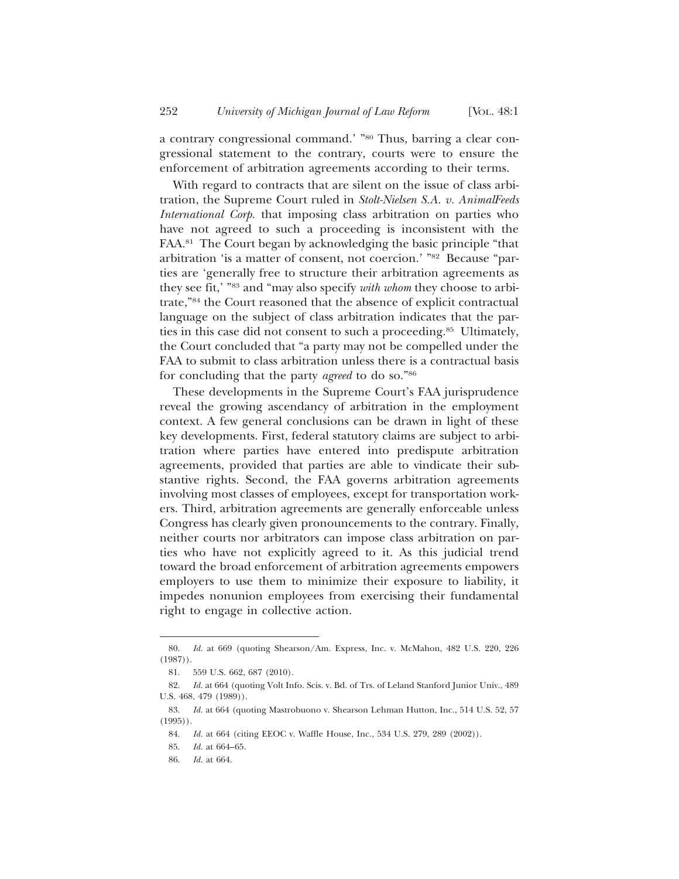a contrary congressional command.' "[80] Thus, barring a clear congressional statement to the contrary, courts were to ensure the enforcement of arbitration agreements according to their terms.

With regard to contracts that are silent on the issue of class arbitration, the Supreme Court ruled in *Stolt-Nielsen S.A. v. AnimalFeeds International Corp.* that imposing class arbitration on parties who have not agreed to such a proceeding is inconsistent with the FAA.[81] The Court began by acknowledging the basic principle "that arbitration 'is a matter of consent, not coercion.' "[82] Because "parties are 'generally free to structure their arbitration agreements as they see fit,' "[83] and "may also specify *with whom* they choose to arbitrate,"[84] the Court reasoned that the absence of explicit contractual language on the subject of class arbitration indicates that the parties in this case did not consent to such a proceeding.[85] Ultimately, the Court concluded that "a party may not be compelled under the FAA to submit to class arbitration unless there is a contractual basis for concluding that the party *agreed* to do so."[86]

These developments in the Supreme Court's FAA jurisprudence reveal the growing ascendancy of arbitration in the employment context. A few general conclusions can be drawn in light of these key developments. First, federal statutory claims are subject to arbitration where parties have entered into predispute arbitration agreements, provided that parties are able to vindicate their substantive rights. Second, the FAA governs arbitration agreements involving most classes of employees, except for transportation workers. Third, arbitration agreements are generally enforceable unless Congress has clearly given pronouncements to the contrary. Finally, neither courts nor arbitrators can impose class arbitration on parties who have not explicitly agreed to it. As this judicial trend toward the broad enforcement of arbitration agreements empowers employers to use them to minimize their exposure to liability, it impedes nonunion employees from exercising their fundamental right to engage in collective action.

---

80. *Id.* at 669 (quoting Shearson/Am. Express, Inc. v. McMahon, 482 U.S. 220, 226 (1987)).

81. 559 U.S. 662, 687 (2010).

82. *Id.* at 664 (quoting Volt Info. Scis. v. Bd. of Trs. of Leland Stanford Junior Univ., 489 U.S. 468, 479 (1989)).

83. *Id.* at 664 (quoting Mastrobuono v. Shearson Lehman Hutton, Inc., 514 U.S. 52, 57 (1995)).

84. *Id.* at 664 (citing EEOC v. Waffle House, Inc., 534 U.S. 279, 289 (2002)).

85. *Id.* at 664–65.

86. *Id.* at 664.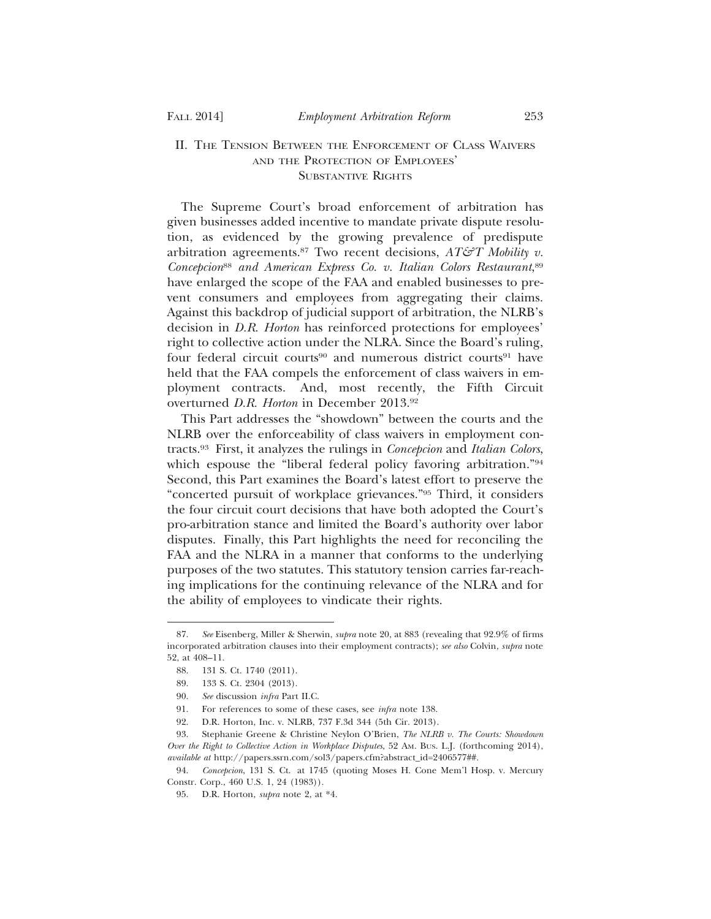## II. The Tension Between the Enforcement of Class Waivers and the Protection of Employees' Substantive Rights

The Supreme Court's broad enforcement of arbitration has given businesses added incentive to mandate private dispute resolution, as evidenced by the growing prevalence of predispute arbitration agreements.[87] Two recent decisions, *AT&T Mobility v. Concepcion*[88] *and American Express Co. v. Italian Colors Restaurant*,[89] have enlarged the scope of the FAA and enabled businesses to prevent consumers and employees from aggregating their claims. Against this backdrop of judicial support of arbitration, the NLRB's decision in *D.R. Horton* has reinforced protections for employees' right to collective action under the NLRA. Since the Board's ruling, four federal circuit courts[90] and numerous district courts[91] have held that the FAA compels the enforcement of class waivers in employment contracts. And, most recently, the Fifth Circuit overturned *D.R. Horton* in December 2013.[92]

This Part addresses the "showdown" between the courts and the NLRB over the enforceability of class waivers in employment contracts.[93] First, it analyzes the rulings in *Concepcion* and *Italian Colors*, which espouse the "liberal federal policy favoring arbitration."[94] Second, this Part examines the Board's latest effort to preserve the "concerted pursuit of workplace grievances."[95] Third, it considers the four circuit court decisions that have both adopted the Court's pro-arbitration stance and limited the Board's authority over labor disputes. Finally, this Part highlights the need for reconciling the FAA and the NLRA in a manner that conforms to the underlying purposes of the two statutes. This statutory tension carries far-reaching implications for the continuing relevance of the NLRA and for the ability of employees to vindicate their rights.

---

87. *See* Eisenberg, Miller & Sherwin, *supra* note 20, at 883 (revealing that 92.9% of firms incorporated arbitration clauses into their employment contracts); *see also* Colvin, *supra* note 52, at 408–11.

88. 131 S. Ct. 1740 (2011).

89. 133 S. Ct. 2304 (2013).

90. *See* discussion *infra* Part II.C.

91. For references to some of these cases, see *infra* note 138.

92. D.R. Horton, Inc. v. NLRB, 737 F.3d 344 (5th Cir. 2013).

93. Stephanie Greene & Christine Neylon O'Brien, *The NLRB v. The Courts: Showdown Over the Right to Collective Action in Workplace Disputes*, 52 Am. Bus. L.J. (forthcoming 2014), *available at* http://papers.ssrn.com/sol3/papers.cfm?abstract_id=2406577##.

94. *Concepcion*, 131 S. Ct. at 1745 (quoting Moses H. Cone Mem'l Hosp. v. Mercury Constr. Corp., 460 U.S. 1, 24 (1983)).

95. D.R. Horton, *supra* note 2, at *4.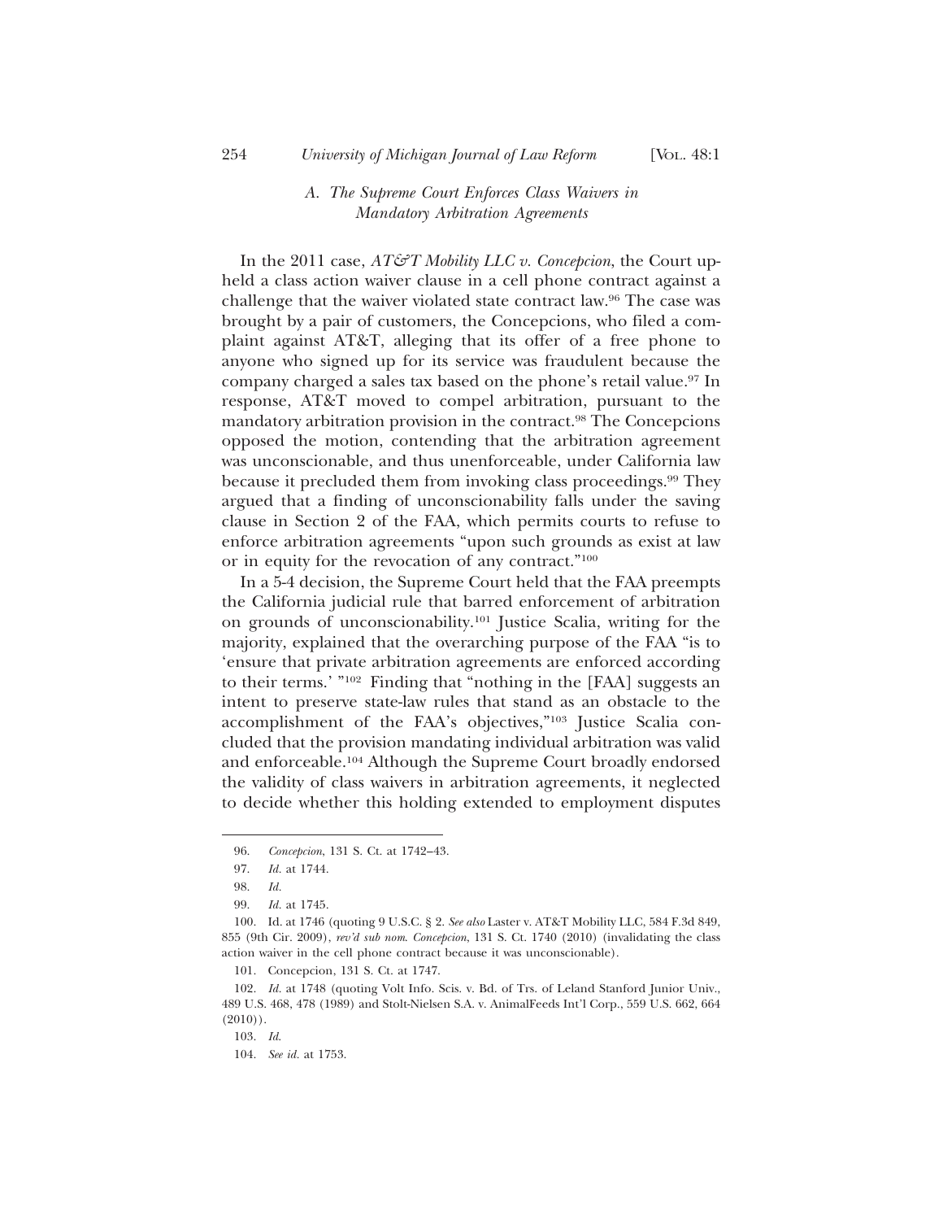### *A. The Supreme Court Enforces Class Waivers in Mandatory Arbitration Agreements*

In the 2011 case, *AT&T Mobility LLC v. Concepcion*, the Court upheld a class action waiver clause in a cell phone contract against a challenge that the waiver violated state contract law.[96] The case was brought by a pair of customers, the Concepcions, who filed a complaint against AT&T, alleging that its offer of a free phone to anyone who signed up for its service was fraudulent because the company charged a sales tax based on the phone's retail value.[97] In response, AT&T moved to compel arbitration, pursuant to the mandatory arbitration provision in the contract.[98] The Concepcions opposed the motion, contending that the arbitration agreement was unconscionable, and thus unenforceable, under California law because it precluded them from invoking class proceedings.[99] They argued that a finding of unconscionability falls under the saving clause in Section 2 of the FAA, which permits courts to refuse to enforce arbitration agreements "upon such grounds as exist at law or in equity for the revocation of any contract."[100]

In a 5-4 decision, the Supreme Court held that the FAA preempts the California judicial rule that barred enforcement of arbitration on grounds of unconscionability.[101] Justice Scalia, writing for the majority, explained that the overarching purpose of the FAA "is to 'ensure that private arbitration agreements are enforced according to their terms.' "[102] Finding that "nothing in the [FAA] suggests an intent to preserve state-law rules that stand as an obstacle to the accomplishment of the FAA's objectives,"[103] Justice Scalia concluded that the provision mandating individual arbitration was valid and enforceable.[104] Although the Supreme Court broadly endorsed the validity of class waivers in arbitration agreements, it neglected to decide whether this holding extended to employment disputes

96. *Concepcion*, 131 S. Ct. at 1742–43.

97. *Id.* at 1744.

98. *Id.*

99. *Id.* at 1745.

100. Id. at 1746 (quoting 9 U.S.C. § 2. *See also* Laster v. AT&T Mobility LLC, 584 F.3d 849, 855 (9th Cir. 2009), *rev'd sub nom. Concepcion*, 131 S. Ct. 1740 (2010) (invalidating the class action waiver in the cell phone contract because it was unconscionable).

101. Concepcion, 131 S. Ct. at 1747.

102. *Id.* at 1748 (quoting Volt Info. Scis. v. Bd. of Trs. of Leland Stanford Junior Univ., 489 U.S. 468, 478 (1989) and Stolt-Nielsen S.A. v. AnimalFeeds Int'l Corp., 559 U.S. 662, 664 (2010)).

103. *Id.*

104. *See id.* at 1753.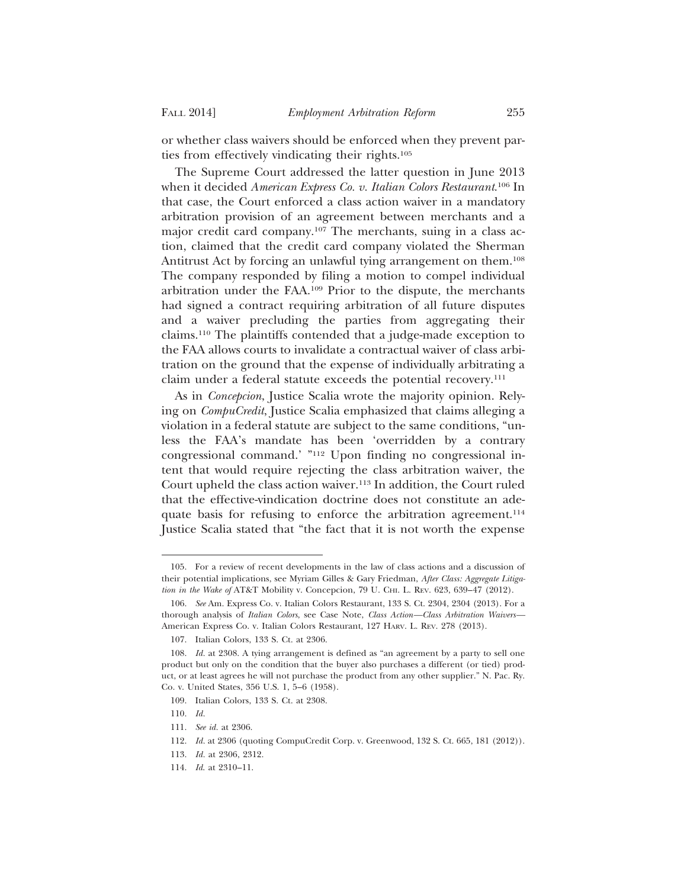or whether class waivers should be enforced when they prevent parties from effectively vindicating their rights.[105]

The Supreme Court addressed the latter question in June 2013 when it decided *American Express Co. v. Italian Colors Restaurant*.[106] In that case, the Court enforced a class action waiver in a mandatory arbitration provision of an agreement between merchants and a major credit card company.[107] The merchants, suing in a class action, claimed that the credit card company violated the Sherman Antitrust Act by forcing an unlawful tying arrangement on them.[108] The company responded by filing a motion to compel individual arbitration under the FAA.[109] Prior to the dispute, the merchants had signed a contract requiring arbitration of all future disputes and a waiver precluding the parties from aggregating their claims.[110] The plaintiffs contended that a judge-made exception to the FAA allows courts to invalidate a contractual waiver of class arbitration on the ground that the expense of individually arbitrating a claim under a federal statute exceeds the potential recovery.[111]

As in *Concepcion*, Justice Scalia wrote the majority opinion. Relying on *CompuCredit*, Justice Scalia emphasized that claims alleging a violation in a federal statute are subject to the same conditions, "unless the FAA's mandate has been 'overridden by a contrary congressional command.' "[112] Upon finding no congressional intent that would require rejecting the class arbitration waiver, the Court upheld the class action waiver.[113] In addition, the Court ruled that the effective-vindication doctrine does not constitute an adequate basis for refusing to enforce the arbitration agreement.[114] Justice Scalia stated that "the fact that it is not worth the expense

---

105. For a review of recent developments in the law of class actions and a discussion of their potential implications, see Myriam Gilles & Gary Friedman, *After Class: Aggregate Litigation in the Wake of* AT&T Mobility v. Concepcion, 79 U. Chi. L. Rev. 623, 639–47 (2012).

106. *See* Am. Express Co. v. Italian Colors Restaurant, 133 S. Ct. 2304, 2304 (2013). For a thorough analysis of *Italian Colors*, see Case Note, *Class Action—Class Arbitration Waivers—* American Express Co. v. Italian Colors Restaurant, 127 Harv. L. Rev. 278 (2013).

107. Italian Colors, 133 S. Ct. at 2306.

108. *Id.* at 2308. A tying arrangement is defined as "an agreement by a party to sell one product but only on the condition that the buyer also purchases a different (or tied) product, or at least agrees he will not purchase the product from any other supplier." N. Pac. Ry. Co. v. United States, 356 U.S. 1, 5–6 (1958).

109. Italian Colors, 133 S. Ct. at 2308.

110. *Id.*

111. *See id.* at 2306.

112. *Id.* at 2306 (quoting CompuCredit Corp. v. Greenwood, 132 S. Ct. 665, 181 (2012)).

113. *Id.* at 2306, 2312.

114. *Id.* at 2310–11.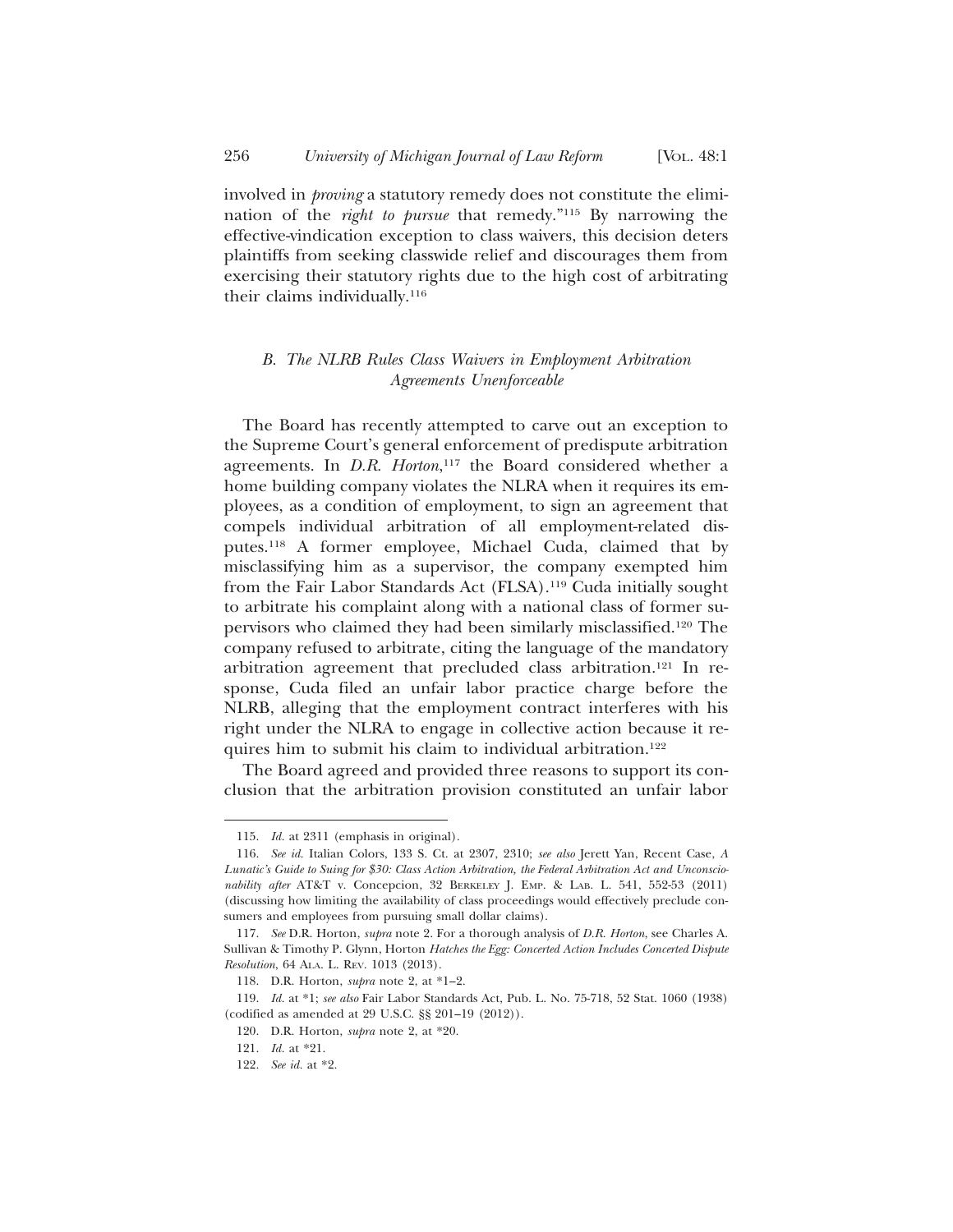involved in *proving* a statutory remedy does not constitute the elimination of the *right to pursue* that remedy."[115] By narrowing the effective-vindication exception to class waivers, this decision deters plaintiffs from seeking classwide relief and discourages them from exercising their statutory rights due to the high cost of arbitrating their claims individually.[116]

### *B. The NLRB Rules Class Waivers in Employment Arbitration Agreements Unenforceable*

The Board has recently attempted to carve out an exception to the Supreme Court's general enforcement of predispute arbitration agreements. In *D.R. Horton*,[117] the Board considered whether a home building company violates the NLRA when it requires its employees, as a condition of employment, to sign an agreement that compels individual arbitration of all employment-related disputes.[118] A former employee, Michael Cuda, claimed that by misclassifying him as a supervisor, the company exempted him from the Fair Labor Standards Act (FLSA).[119] Cuda initially sought to arbitrate his complaint along with a national class of former supervisors who claimed they had been similarly misclassified.[120] The company refused to arbitrate, citing the language of the mandatory arbitration agreement that precluded class arbitration.[121] In response, Cuda filed an unfair labor practice charge before the NLRB, alleging that the employment contract interferes with his right under the NLRA to engage in collective action because it requires him to submit his claim to individual arbitration.[122]

The Board agreed and provided three reasons to support its conclusion that the arbitration provision constituted an unfair labor

---

115. *Id.* at 2311 (emphasis in original).

116. *See id.* Italian Colors, 133 S. Ct. at 2307, 2310; *see also* Jerett Yan, Recent Case, *A Lunatic's Guide to Suing for $30: Class Action Arbitration, the Federal Arbitration Act and Unconscionability after* AT&T v. Concepcion, 32 BERKELEY J. EMP. & LAB. L. 541, 552-53 (2011) (discussing how limiting the availability of class proceedings would effectively preclude consumers and employees from pursuing small dollar claims).

117. *See* D.R. Horton, *supra* note 2. For a thorough analysis of *D.R. Horton*, see Charles A. Sullivan & Timothy P. Glynn, Horton *Hatches the Egg: Concerted Action Includes Concerted Dispute Resolution*, 64 ALA. L. REV. 1013 (2013).

118. D.R. Horton, *supra* note 2, at *1–2.

119. *Id.* at *1; *see also* Fair Labor Standards Act, Pub. L. No. 75-718, 52 Stat. 1060 (1938) (codified as amended at 29 U.S.C. §§ 201–19 (2012)).

120. D.R. Horton, *supra* note 2, at *20.

121. *Id.* at *21.

122. *See id.* at *2.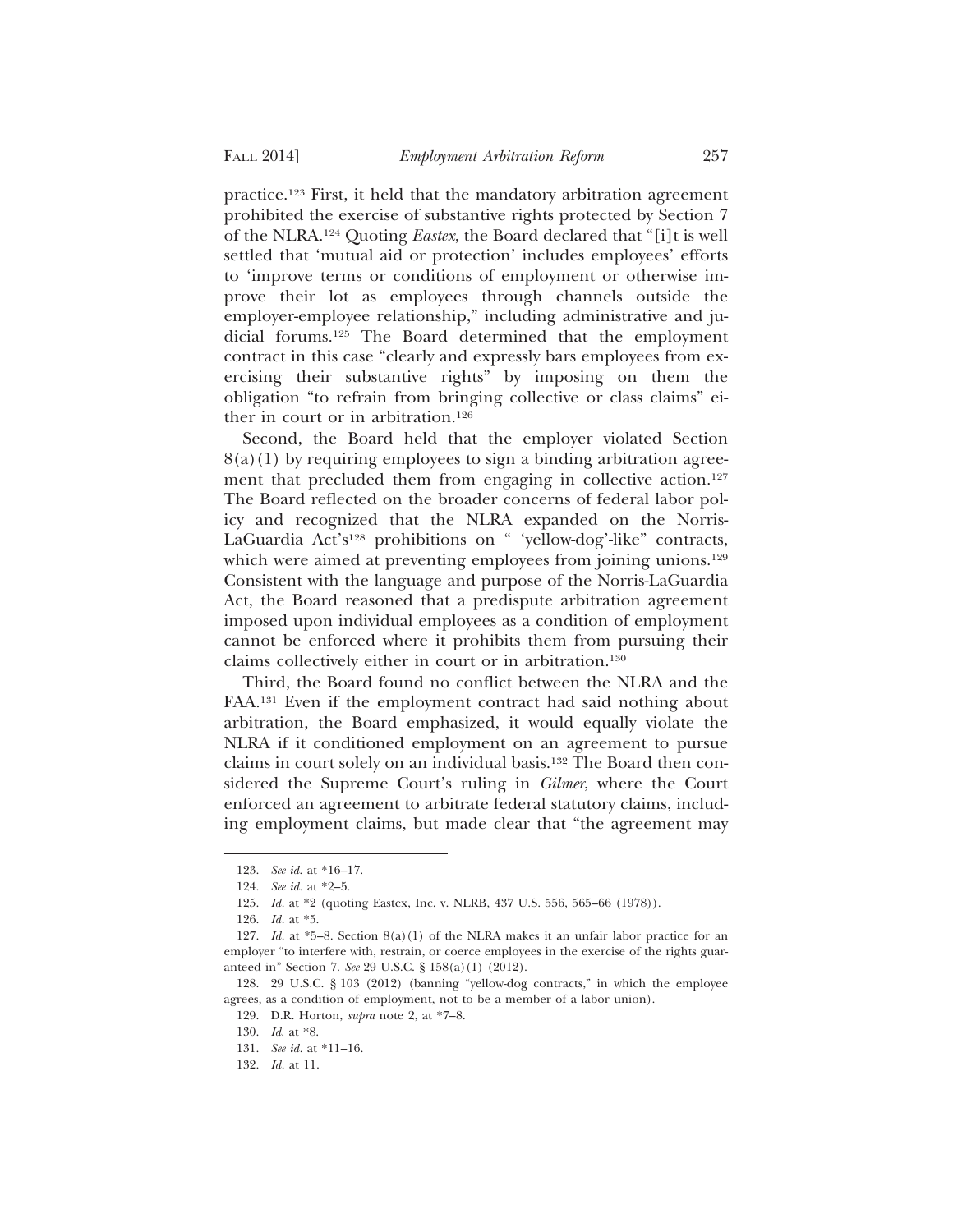practice.[123] First, it held that the mandatory arbitration agreement prohibited the exercise of substantive rights protected by Section 7 of the NLRA.[124] Quoting *Eastex*, the Board declared that "[i]t is well settled that 'mutual aid or protection' includes employees' efforts to 'improve terms or conditions of employment or otherwise improve their lot as employees through channels outside the employer-employee relationship," including administrative and judicial forums.[125] The Board determined that the employment contract in this case "clearly and expressly bars employees from exercising their substantive rights" by imposing on them the obligation "to refrain from bringing collective or class claims" either in court or in arbitration.[126]

Second, the Board held that the employer violated Section 8(a)(1) by requiring employees to sign a binding arbitration agreement that precluded them from engaging in collective action.[127] The Board reflected on the broader concerns of federal labor policy and recognized that the NLRA expanded on the Norris-LaGuardia Act's[128] prohibitions on " 'yellow-dog'-like" contracts, which were aimed at preventing employees from joining unions.[129] Consistent with the language and purpose of the Norris-LaGuardia Act, the Board reasoned that a predispute arbitration agreement imposed upon individual employees as a condition of employment cannot be enforced where it prohibits them from pursuing their claims collectively either in court or in arbitration.[130]

Third, the Board found no conflict between the NLRA and the FAA.[131] Even if the employment contract had said nothing about arbitration, the Board emphasized, it would equally violate the NLRA if it conditioned employment on an agreement to pursue claims in court solely on an individual basis.[132] The Board then considered the Supreme Court's ruling in *Gilmer*, where the Court enforced an agreement to arbitrate federal statutory claims, including employment claims, but made clear that "the agreement may

---

123. *See id.* at *16–17.

124. *See id.* at *2–5.

125. *Id.* at *2 (quoting Eastex, Inc. v. NLRB, 437 U.S. 556, 565–66 (1978)).

126. *Id.* at *5.

127. *Id.* at *5–8. Section 8(a)(1) of the NLRA makes it an unfair labor practice for an employer "to interfere with, restrain, or coerce employees in the exercise of the rights guaranteed in" Section 7. *See* 29 U.S.C. § 158(a)(1) (2012).

128. 29 U.S.C. § 103 (2012) (banning "yellow-dog contracts," in which the employee agrees, as a condition of employment, not to be a member of a labor union).

129. D.R. Horton, *supra* note 2, at *7–8.

130. *Id.* at *8.

131. *See id.* at *11–16.

132. *Id.* at 11.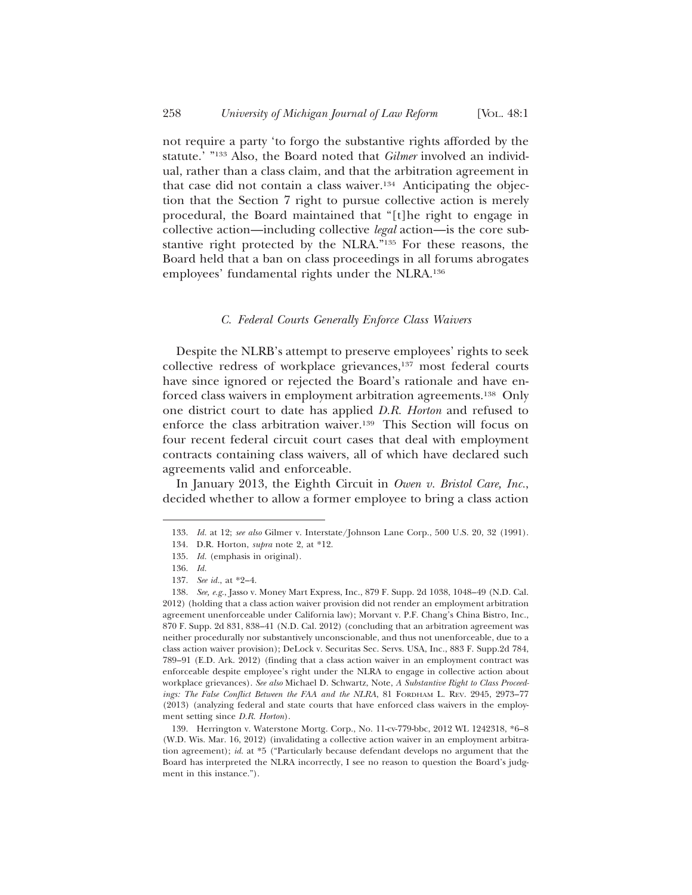not require a party 'to forgo the substantive rights afforded by the statute.' "[133] Also, the Board noted that *Gilmer* involved an individual, rather than a class claim, and that the arbitration agreement in that case did not contain a class waiver.[134] Anticipating the objection that the Section 7 right to pursue collective action is merely procedural, the Board maintained that "[t]he right to engage in collective action—including collective *legal* action—is the core substantive right protected by the NLRA."[135] For these reasons, the Board held that a ban on class proceedings in all forums abrogates employees' fundamental rights under the NLRA.[136]

### *C. Federal Courts Generally Enforce Class Waivers*

Despite the NLRB's attempt to preserve employees' rights to seek collective redress of workplace grievances,[137] most federal courts have since ignored or rejected the Board's rationale and have enforced class waivers in employment arbitration agreements.[138] Only one district court to date has applied *D.R. Horton* and refused to enforce the class arbitration waiver.[139] This Section will focus on four recent federal circuit court cases that deal with employment contracts containing class waivers, all of which have declared such agreements valid and enforceable.

In January 2013, the Eighth Circuit in *Owen v. Bristol Care, Inc.*, decided whether to allow a former employee to bring a class action

---

133. *Id.* at 12; *see also* Gilmer v. Interstate/Johnson Lane Corp., 500 U.S. 20, 32 (1991).

134. D.R. Horton, *supra* note 2, at *12.

135. *Id.* (emphasis in original).

136. *Id.*

137. *See id.*, at *2–4.

138. *See, e.g.*, Jasso v. Money Mart Express, Inc., 879 F. Supp. 2d 1038, 1048–49 (N.D. Cal. 2012) (holding that a class action waiver provision did not render an employment arbitration agreement unenforceable under California law); Morvant v. P.F. Chang's China Bistro, Inc., 870 F. Supp. 2d 831, 838–41 (N.D. Cal. 2012) (concluding that an arbitration agreement was neither procedurally nor substantively unconscionable, and thus not unenforceable, due to a class action waiver provision); DeLock v. Securitas Sec. Servs. USA, Inc., 883 F. Supp.2d 784, 789–91 (E.D. Ark. 2012) (finding that a class action waiver in an employment contract was enforceable despite employee's right under the NLRA to engage in collective action about workplace grievances). *See also* Michael D. Schwartz, Note, *A Substantive Right to Class Proceedings: The False Conflict Between the FAA and the NLRA*, 81 FORDHAM L. REV. 2945, 2973–77 (2013) (analyzing federal and state courts that have enforced class waivers in the employment setting since *D.R. Horton*).

139. Herrington v. Waterstone Mortg. Corp., No. 11-cv-779-bbc, 2012 WL 1242318, *6–8 (W.D. Wis. Mar. 16, 2012) (invalidating a collective action waiver in an employment arbitration agreement); *id.* at *5 ("Particularly because defendant develops no argument that the Board has interpreted the NLRA incorrectly, I see no reason to question the Board's judgment in this instance.").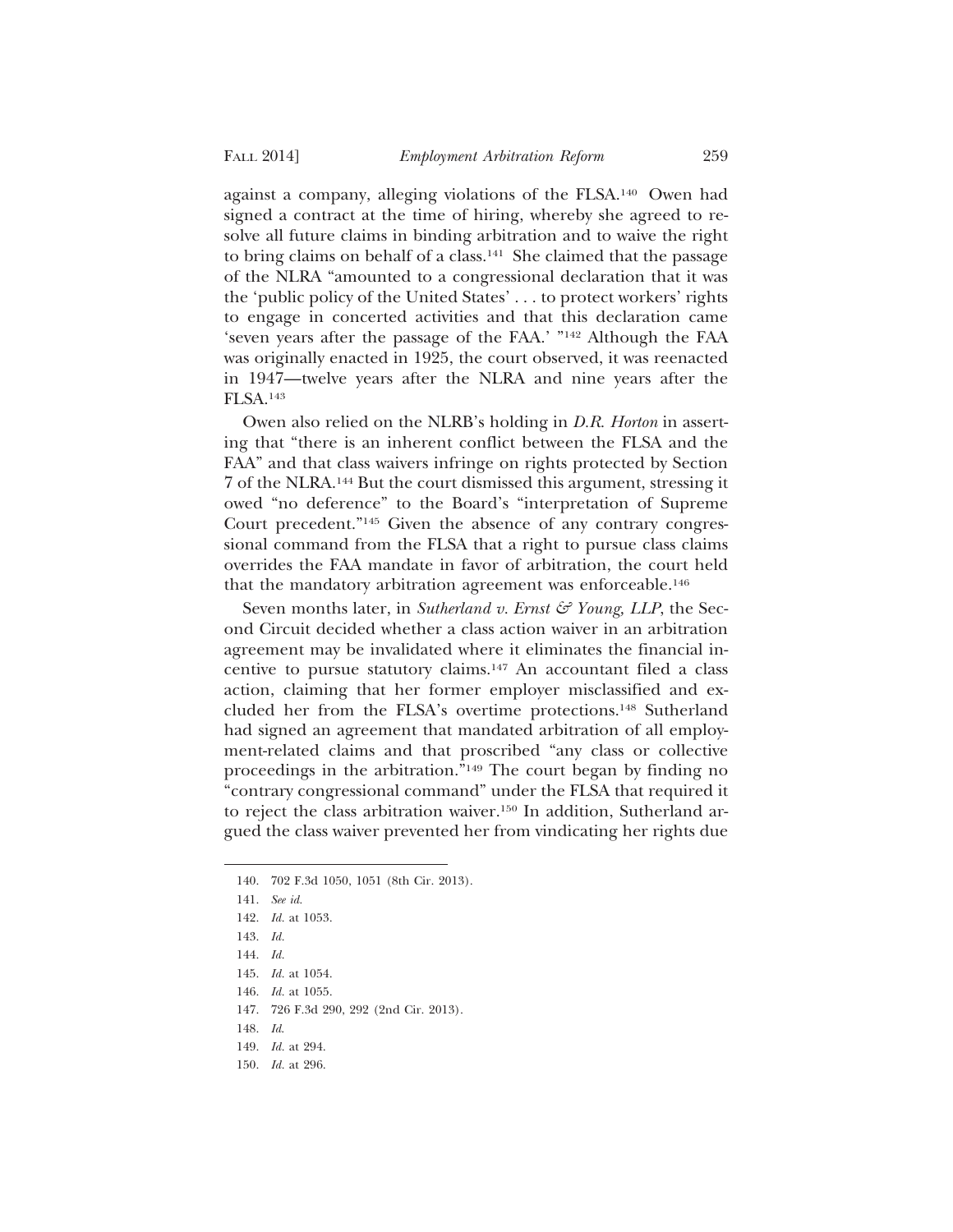against a company, alleging violations of the FLSA.[140] Owen had signed a contract at the time of hiring, whereby she agreed to resolve all future claims in binding arbitration and to waive the right to bring claims on behalf of a class.[141] She claimed that the passage of the NLRA "amounted to a congressional declaration that it was the 'public policy of the United States' . . . to protect workers' rights to engage in concerted activities and that this declaration came 'seven years after the passage of the FAA.' "[142] Although the FAA was originally enacted in 1925, the court observed, it was reenacted in 1947—twelve years after the NLRA and nine years after the FLSA.[143]

Owen also relied on the NLRB's holding in *D.R. Horton* in asserting that "there is an inherent conflict between the FLSA and the FAA" and that class waivers infringe on rights protected by Section 7 of the NLRA.[144] But the court dismissed this argument, stressing it owed "no deference" to the Board's "interpretation of Supreme Court precedent."[145] Given the absence of any contrary congressional command from the FLSA that a right to pursue class claims overrides the FAA mandate in favor of arbitration, the court held that the mandatory arbitration agreement was enforceable.[146]

Seven months later, in *Sutherland v. Ernst & Young, LLP*, the Second Circuit decided whether a class action waiver in an arbitration agreement may be invalidated where it eliminates the financial incentive to pursue statutory claims.[147] An accountant filed a class action, claiming that her former employer misclassified and excluded her from the FLSA's overtime protections.[148] Sutherland had signed an agreement that mandated arbitration of all employment-related claims and that proscribed "any class or collective proceedings in the arbitration."[149] The court began by finding no "contrary congressional command" under the FLSA that required it to reject the class arbitration waiver.[150] In addition, Sutherland argued the class waiver prevented her from vindicating her rights due

---

140. 702 F.3d 1050, 1051 (8th Cir. 2013).

141. *See id.*

142. *Id.* at 1053.

143. *Id.*

144. *Id.*

145. *Id.* at 1054.

146. *Id.* at 1055.

147. 726 F.3d 290, 292 (2nd Cir. 2013).

148. *Id.*

149. *Id.* at 294.

150. *Id.* at 296.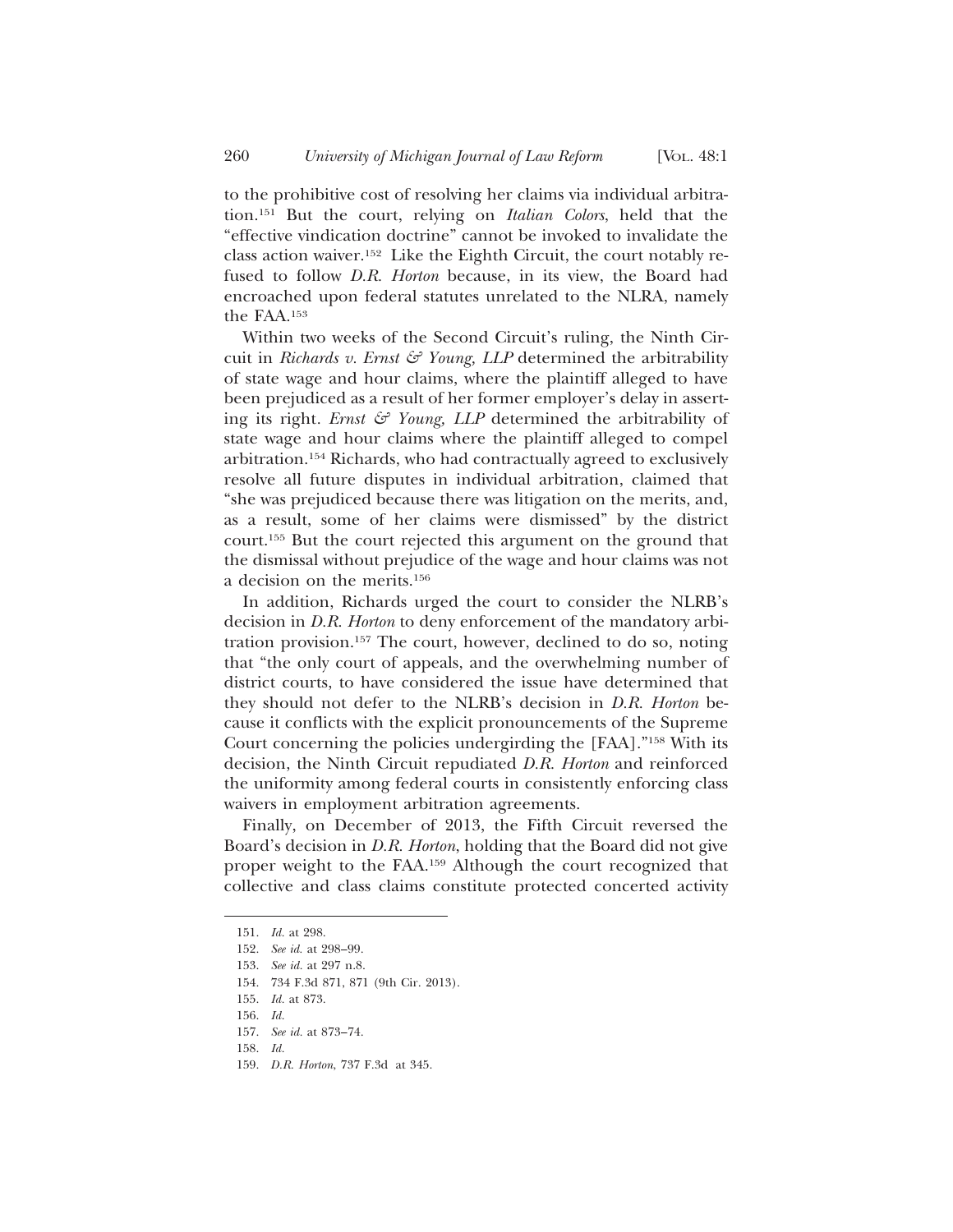to the prohibitive cost of resolving her claims via individual arbitration.[151] But the court, relying on *Italian Colors*, held that the "effective vindication doctrine" cannot be invoked to invalidate the class action waiver.[152] Like the Eighth Circuit, the court notably refused to follow *D.R. Horton* because, in its view, the Board had encroached upon federal statutes unrelated to the NLRA, namely the FAA.[153]

Within two weeks of the Second Circuit's ruling, the Ninth Circuit in *Richards v. Ernst & Young, LLP* determined the arbitrability of state wage and hour claims, where the plaintiff alleged to have been prejudiced as a result of her former employer's delay in asserting its right. *Ernst & Young, LLP* determined the arbitrability of state wage and hour claims where the plaintiff alleged to compel arbitration.[154] Richards, who had contractually agreed to exclusively resolve all future disputes in individual arbitration, claimed that "she was prejudiced because there was litigation on the merits, and, as a result, some of her claims were dismissed" by the district court.[155] But the court rejected this argument on the ground that the dismissal without prejudice of the wage and hour claims was not a decision on the merits.[156]

In addition, Richards urged the court to consider the NLRB's decision in *D.R. Horton* to deny enforcement of the mandatory arbitration provision.[157] The court, however, declined to do so, noting that "the only court of appeals, and the overwhelming number of district courts, to have considered the issue have determined that they should not defer to the NLRB's decision in *D.R. Horton* because it conflicts with the explicit pronouncements of the Supreme Court concerning the policies undergirding the [FAA]."[158] With its decision, the Ninth Circuit repudiated *D.R. Horton* and reinforced the uniformity among federal courts in consistently enforcing class waivers in employment arbitration agreements.

Finally, on December of 2013, the Fifth Circuit reversed the Board's decision in *D.R. Horton*, holding that the Board did not give proper weight to the FAA.[159] Although the court recognized that collective and class claims constitute protected concerted activity

---

151. *Id.* at 298.

152. *See id.* at 298–99.

153. *See id.* at 297 n.8.

154. 734 F.3d 871, 871 (9th Cir. 2013).

155. *Id.* at 873.

156. *Id.*

157. *See id.* at 873–74.

158. *Id.*

159. *D.R. Horton*, 737 F.3d at 345.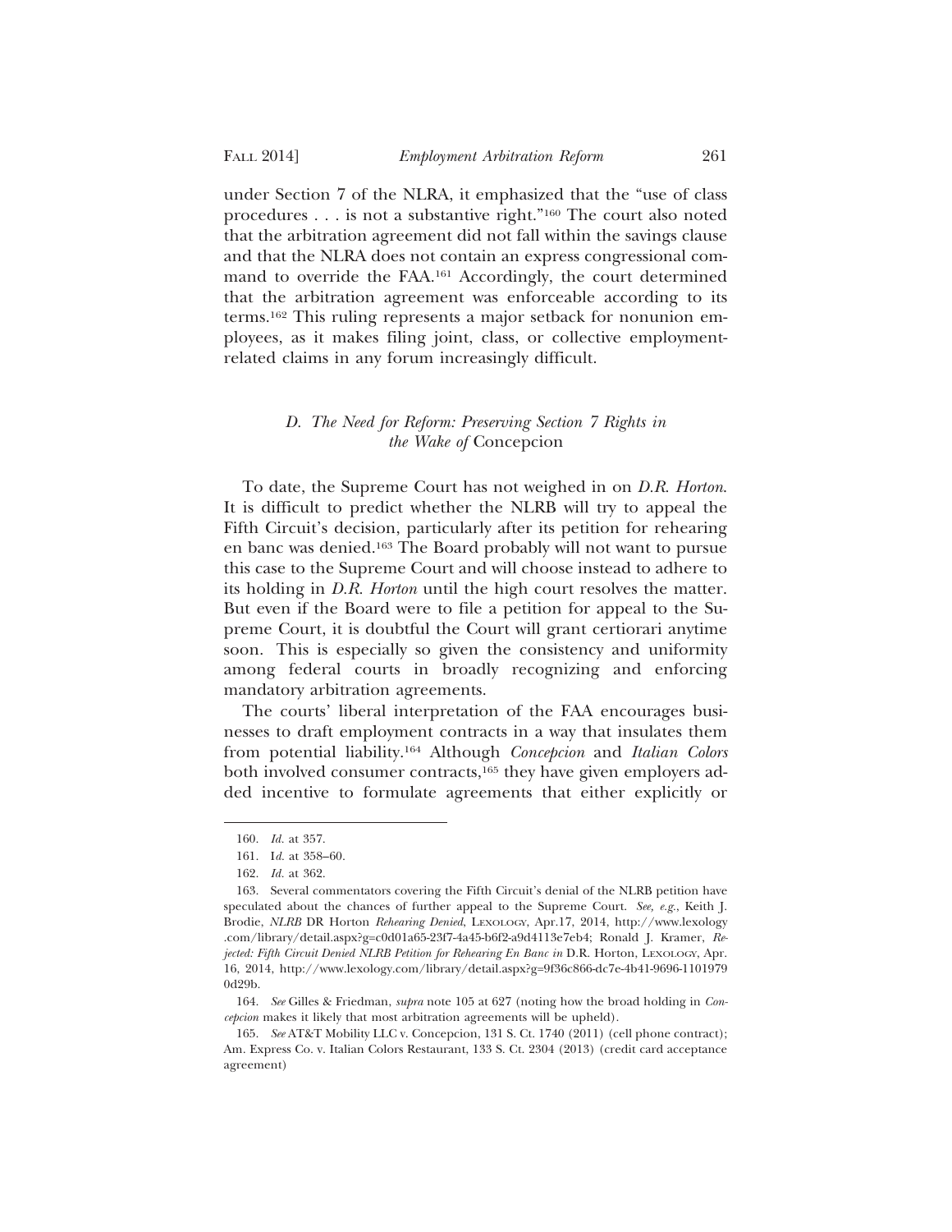under Section 7 of the NLRA, it emphasized that the "use of class procedures . . . is not a substantive right."[160] The court also noted that the arbitration agreement did not fall within the savings clause and that the NLRA does not contain an express congressional command to override the FAA.[161] Accordingly, the court determined that the arbitration agreement was enforceable according to its terms.[162] This ruling represents a major setback for nonunion employees, as it makes filing joint, class, or collective employment-related claims in any forum increasingly difficult.

### *D. The Need for Reform: Preserving Section 7 Rights in the Wake of* Concepcion

To date, the Supreme Court has not weighed in on *D.R. Horton*. It is difficult to predict whether the NLRB will try to appeal the Fifth Circuit's decision, particularly after its petition for rehearing en banc was denied.[163] The Board probably will not want to pursue this case to the Supreme Court and will choose instead to adhere to its holding in *D.R. Horton* until the high court resolves the matter. But even if the Board were to file a petition for appeal to the Supreme Court, it is doubtful the Court will grant certiorari anytime soon. This is especially so given the consistency and uniformity among federal courts in broadly recognizing and enforcing mandatory arbitration agreements.

The courts' liberal interpretation of the FAA encourages businesses to draft employment contracts in a way that insulates them from potential liability.[164] Although *Concepcion* and *Italian Colors* both involved consumer contracts,[165] they have given employers added incentive to formulate agreements that either explicitly or

---

160. *Id.* at 357.

161. I*d.* at 358–60.

162. *Id.* at 362.

163. Several commentators covering the Fifth Circuit's denial of the NLRB petition have speculated about the chances of further appeal to the Supreme Court. *See, e.g.*, Keith J. Brodie, *NLRB* DR Horton *Rehearing Denied*, LEXOLOGY, Apr.17, 2014, http://www.lexology.com/library/detail.aspx?g=c0d01a65-23f7-4a45-b6f2-a9d4113e7eb4; Ronald J. Kramer, *Rejected: Fifth Circuit Denied NLRB Petition for Rehearing En Banc in* D.R. Horton, LEXOLOGY, Apr. 16, 2014, http://www.lexology.com/library/detail.aspx?g=9f36c866-dc7e-4b41-9696-11019790d29b.

164. *See* Gilles & Friedman, *supra* note 105 at 627 (noting how the broad holding in *Concepcion* makes it likely that most arbitration agreements will be upheld).

165. *See* AT&T Mobility LLC v. Concepcion, 131 S. Ct. 1740 (2011) (cell phone contract); Am. Express Co. v. Italian Colors Restaurant, 133 S. Ct. 2304 (2013) (credit card acceptance agreement)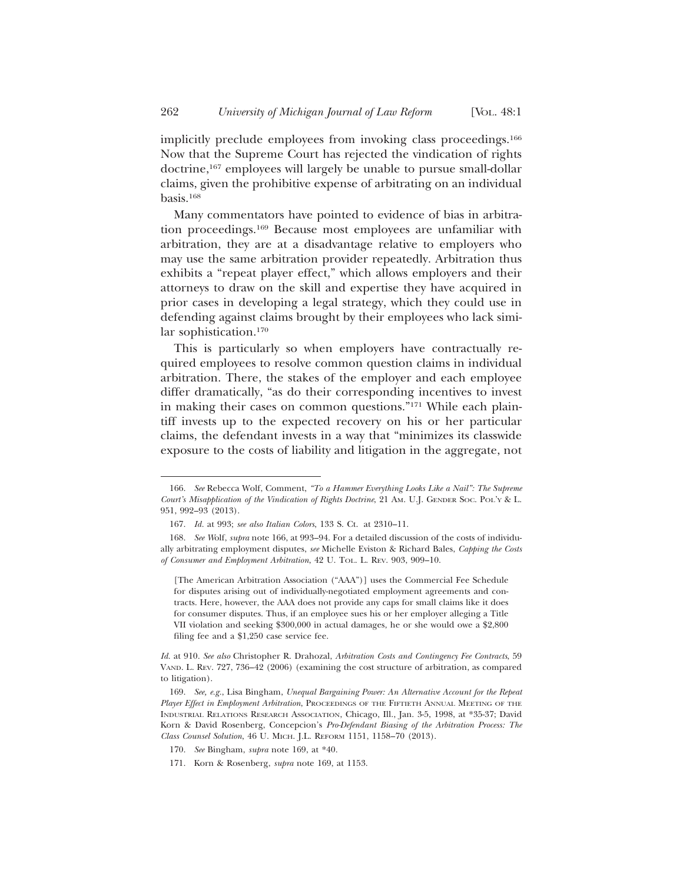implicitly preclude employees from invoking class proceedings.[166] Now that the Supreme Court has rejected the vindication of rights doctrine,[167] employees will largely be unable to pursue small-dollar claims, given the prohibitive expense of arbitrating on an individual basis.[168]

Many commentators have pointed to evidence of bias in arbitration proceedings.[169] Because most employees are unfamiliar with arbitration, they are at a disadvantage relative to employers who may use the same arbitration provider repeatedly. Arbitration thus exhibits a "repeat player effect," which allows employers and their attorneys to draw on the skill and expertise they have acquired in prior cases in developing a legal strategy, which they could use in defending against claims brought by their employees who lack similar sophistication.[170]

This is particularly so when employers have contractually required employees to resolve common question claims in individual arbitration. There, the stakes of the employer and each employee differ dramatically, "as do their corresponding incentives to invest in making their cases on common questions."[171] While each plaintiff invests up to the expected recovery on his or her particular claims, the defendant invests in a way that "minimizes its classwide exposure to the costs of liability and litigation in the aggregate, not

---

166. *See* Rebecca Wolf, Comment, *"To a Hammer Everything Looks Like a Nail": The Supreme Court's Misapplication of the Vindication of Rights Doctrine*, 21 AM. U.J. GENDER SOC. POL'Y & L. 951, 992–93 (2013).

167. *Id.* at 993; *see also Italian Colors*, 133 S. Ct. at 2310–11.

168. *See* Wolf, *supra* note 166, at 993–94. For a detailed discussion of the costs of individually arbitrating employment disputes, *see* Michelle Eviston & Richard Bales, *Capping the Costs of Consumer and Employment Arbitration*, 42 U. TOL. L. REV. 903, 909–10.

> [The American Arbitration Association ("AAA")] uses the Commercial Fee Schedule for disputes arising out of individually-negotiated employment agreements and contracts. Here, however, the AAA does not provide any caps for small claims like it does for consumer disputes. Thus, if an employee sues his or her employer alleging a Title VII violation and seeking $300,000 in actual damages, he or she would owe a $2,800 filing fee and a $1,250 case service fee.

*Id.* at 910. *See also* Christopher R. Drahozal, *Arbitration Costs and Contingency Fee Contracts*, 59 VAND. L. REV. 727, 736–42 (2006) (examining the cost structure of arbitration, as compared to litigation).

169. *See, e.g.*, Lisa Bingham, *Unequal Bargaining Power: An Alternative Account for the Repeat Player Effect in Employment Arbitration*, PROCEEDINGS OF THE FIFTIETH ANNUAL MEETING OF THE INDUSTRIAL RELATIONS RESEARCH ASSOCIATION, Chicago, Ill., Jan. 3-5, 1998, at *35-37; David Korn & David Rosenberg, Concepcion's *Pro-Defendant Biasing of the Arbitration Process: The Class Counsel Solution*, 46 U. MICH. J.L. REFORM 1151, 1158–70 (2013).

170. *See* Bingham, *supra* note 169, at *40.

171. Korn & Rosenberg, *supra* note 169, at 1153.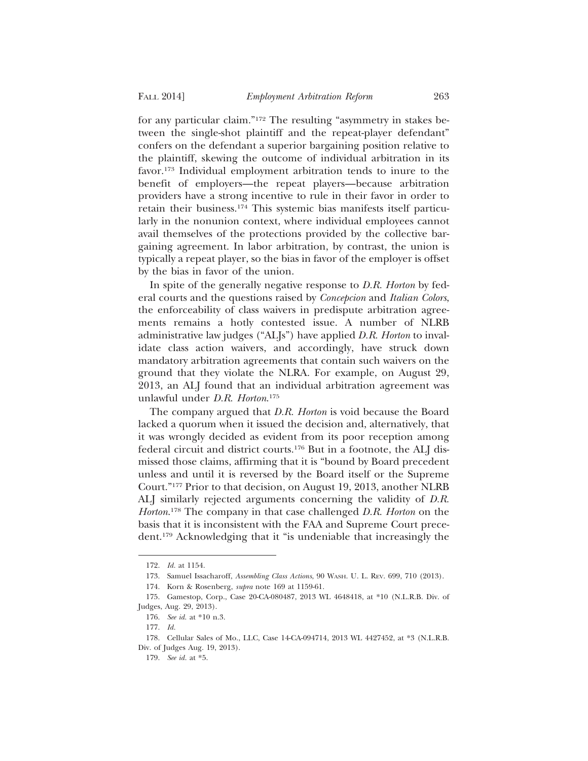for any particular claim."[172] The resulting "asymmetry in stakes between the single-shot plaintiff and the repeat-player defendant" confers on the defendant a superior bargaining position relative to the plaintiff, skewing the outcome of individual arbitration in its favor.[173] Individual employment arbitration tends to inure to the benefit of employers—the repeat players—because arbitration providers have a strong incentive to rule in their favor in order to retain their business.[174] This systemic bias manifests itself particularly in the nonunion context, where individual employees cannot avail themselves of the protections provided by the collective bargaining agreement. In labor arbitration, by contrast, the union is typically a repeat player, so the bias in favor of the employer is offset by the bias in favor of the union.

In spite of the generally negative response to *D.R. Horton* by federal courts and the questions raised by *Concepcion* and *Italian Colors*, the enforceability of class waivers in predispute arbitration agreements remains a hotly contested issue. A number of NLRB administrative law judges ("ALJs") have applied *D.R. Horton* to invalidate class action waivers, and accordingly, have struck down mandatory arbitration agreements that contain such waivers on the ground that they violate the NLRA. For example, on August 29, 2013, an ALJ found that an individual arbitration agreement was unlawful under *D.R. Horton*.[175]

The company argued that *D.R. Horton* is void because the Board lacked a quorum when it issued the decision and, alternatively, that it was wrongly decided as evident from its poor reception among federal circuit and district courts.[176] But in a footnote, the ALJ dismissed those claims, affirming that it is "bound by Board precedent unless and until it is reversed by the Board itself or the Supreme Court."[177] Prior to that decision, on August 19, 2013, another NLRB ALJ similarly rejected arguments concerning the validity of *D.R. Horton*.[178] The company in that case challenged *D.R. Horton* on the basis that it is inconsistent with the FAA and Supreme Court precedent.[179] Acknowledging that it "is undeniable that increasingly the

---

172. *Id.* at 1154.

173. Samuel Issacharoff, *Assembling Class Actions*, 90 WASH. U. L. REV. 699, 710 (2013).

174. Korn & Rosenberg, *supra* note 169 at 1159-61.

175. Gamestop, Corp., Case 20-CA-080487, 2013 WL 4648418, at *10 (N.L.R.B. Div. of Judges, Aug. 29, 2013).

176. *See id.* at *10 n.3.

177. *Id.*

178. Cellular Sales of Mo., LLC, Case 14-CA-094714, 2013 WL 4427452, at *3 (N.L.R.B. Div. of Judges Aug. 19, 2013).

179. *See id.* at *5.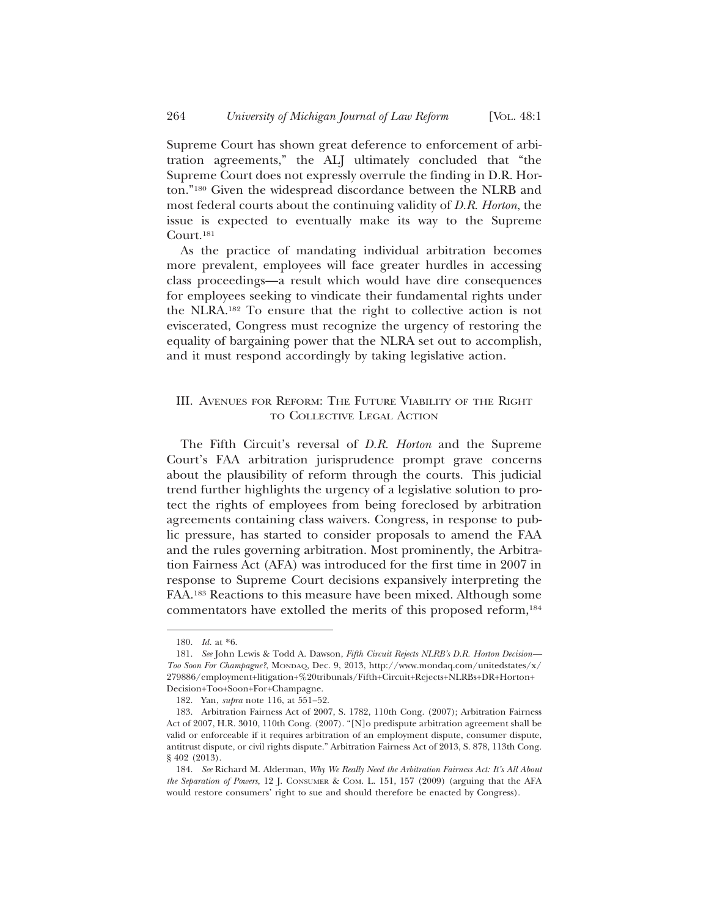Supreme Court has shown great deference to enforcement of arbitration agreements," the ALJ ultimately concluded that "the Supreme Court does not expressly overrule the finding in D.R. Horton."[180] Given the widespread discordance between the NLRB and most federal courts about the continuing validity of *D.R. Horton*, the issue is expected to eventually make its way to the Supreme Court.[181]

As the practice of mandating individual arbitration becomes more prevalent, employees will face greater hurdles in accessing class proceedings—a result which would have dire consequences for employees seeking to vindicate their fundamental rights under the NLRA.[182] To ensure that the right to collective action is not eviscerated, Congress must recognize the urgency of restoring the equality of bargaining power that the NLRA set out to accomplish, and it must respond accordingly by taking legislative action.

## III. Avenues for Reform: The Future Viability of the Right to Collective Legal Action

The Fifth Circuit's reversal of *D.R. Horton* and the Supreme Court's FAA arbitration jurisprudence prompt grave concerns about the plausibility of reform through the courts. This judicial trend further highlights the urgency of a legislative solution to protect the rights of employees from being foreclosed by arbitration agreements containing class waivers. Congress, in response to public pressure, has started to consider proposals to amend the FAA and the rules governing arbitration. Most prominently, the Arbitration Fairness Act (AFA) was introduced for the first time in 2007 in response to Supreme Court decisions expansively interpreting the FAA.[183] Reactions to this measure have been mixed. Although some commentators have extolled the merits of this proposed reform,[184]

---

180. *Id.* at *6.

181. *See* John Lewis & Todd A. Dawson, *Fifth Circuit Rejects NLRB's D.R. Horton Decision—Too Soon For Champagne?*, Mondaq, Dec. 9, 2013, http://www.mondaq.com/unitedstates/x/279886/employment+litigation+%20tribunals/Fifth+Circuit+Rejects+NLRBs+DR+Horton+Decision+Too+Soon+For+Champagne.

182. Yan, *supra* note 116, at 551–52.

183. Arbitration Fairness Act of 2007, S. 1782, 110th Cong. (2007); Arbitration Fairness Act of 2007, H.R. 3010, 110th Cong. (2007). "[N]o predispute arbitration agreement shall be valid or enforceable if it requires arbitration of an employment dispute, consumer dispute, antitrust dispute, or civil rights dispute." Arbitration Fairness Act of 2013, S. 878, 113th Cong. § 402 (2013).

184. *See* Richard M. Alderman, *Why We Really Need the Arbitration Fairness Act: It's All About the Separation of Powers*, 12 J. Consumer & Com. L. 151, 157 (2009) (arguing that the AFA would restore consumers' right to sue and should therefore be enacted by Congress).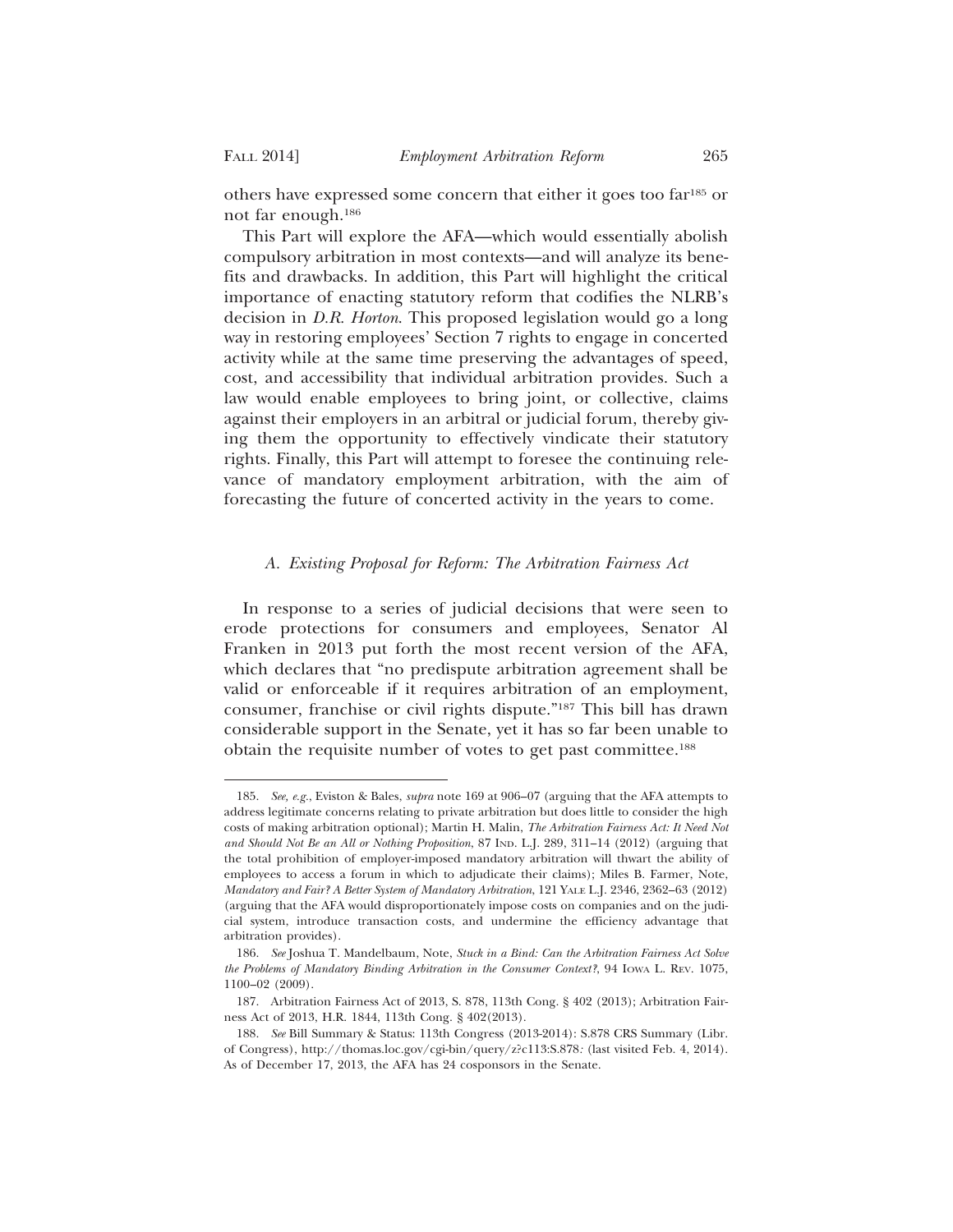others have expressed some concern that either it goes too far[185] or not far enough.[186]

This Part will explore the AFA—which would essentially abolish compulsory arbitration in most contexts—and will analyze its benefits and drawbacks. In addition, this Part will highlight the critical importance of enacting statutory reform that codifies the NLRB's decision in *D.R. Horton*. This proposed legislation would go a long way in restoring employees' Section 7 rights to engage in concerted activity while at the same time preserving the advantages of speed, cost, and accessibility that individual arbitration provides. Such a law would enable employees to bring joint, or collective, claims against their employers in an arbitral or judicial forum, thereby giving them the opportunity to effectively vindicate their statutory rights. Finally, this Part will attempt to foresee the continuing relevance of mandatory employment arbitration, with the aim of forecasting the future of concerted activity in the years to come.

### *A. Existing Proposal for Reform: The Arbitration Fairness Act*

In response to a series of judicial decisions that were seen to erode protections for consumers and employees, Senator Al Franken in 2013 put forth the most recent version of the AFA, which declares that "no predispute arbitration agreement shall be valid or enforceable if it requires arbitration of an employment, consumer, franchise or civil rights dispute."[187] This bill has drawn considerable support in the Senate, yet it has so far been unable to obtain the requisite number of votes to get past committee.[188]

---

185. *See, e.g.*, Eviston & Bales, *supra* note 169 at 906–07 (arguing that the AFA attempts to address legitimate concerns relating to private arbitration but does little to consider the high costs of making arbitration optional); Martin H. Malin, *The Arbitration Fairness Act: It Need Not and Should Not Be an All or Nothing Proposition*, 87 IND. L.J. 289, 311–14 (2012) (arguing that the total prohibition of employer-imposed mandatory arbitration will thwart the ability of employees to access a forum in which to adjudicate their claims); Miles B. Farmer, Note, *Mandatory and Fair? A Better System of Mandatory Arbitration*, 121 YALE L.J. 2346, 2362–63 (2012) (arguing that the AFA would disproportionately impose costs on companies and on the judicial system, introduce transaction costs, and undermine the efficiency advantage that arbitration provides).

186. *See* Joshua T. Mandelbaum, Note, *Stuck in a Bind: Can the Arbitration Fairness Act Solve the Problems of Mandatory Binding Arbitration in the Consumer Context?*, 94 IOWA L. REV. 1075, 1100–02 (2009).

187. Arbitration Fairness Act of 2013, S. 878, 113th Cong. § 402 (2013); Arbitration Fairness Act of 2013, H.R. 1844, 113th Cong. § 402(2013).

188. *See* Bill Summary & Status: 113th Congress (2013-2014): S.878 CRS Summary (Libr. of Congress), http://thomas.loc.gov/cgi-bin/query/z?c113:S.878: (last visited Feb. 4, 2014). As of December 17, 2013, the AFA has 24 cosponsors in the Senate.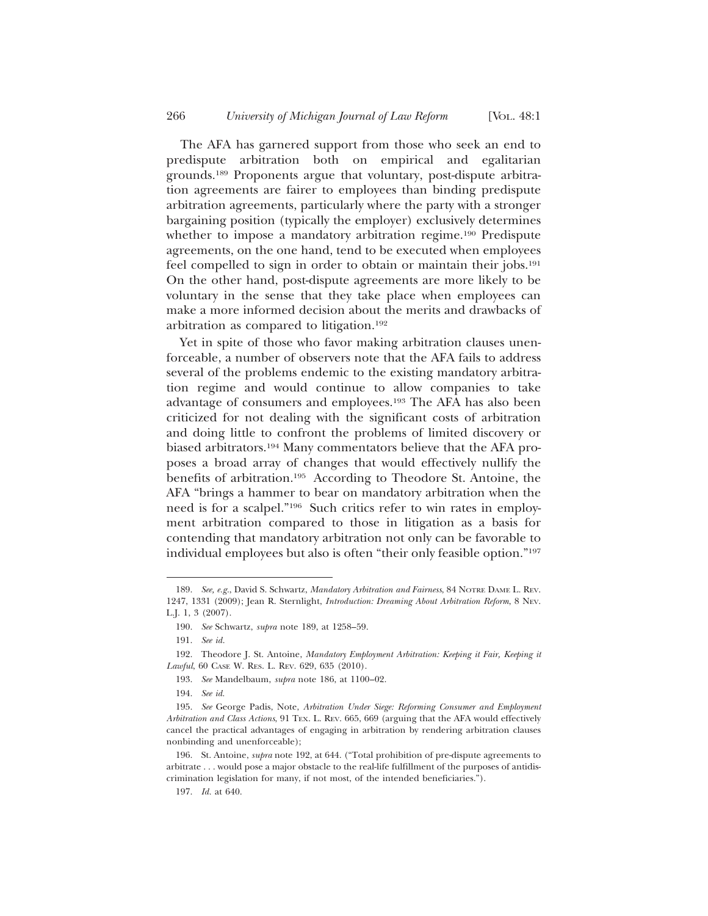The AFA has garnered support from those who seek an end to predispute arbitration both on empirical and egalitarian grounds.[189] Proponents argue that voluntary, post-dispute arbitration agreements are fairer to employees than binding predispute arbitration agreements, particularly where the party with a stronger bargaining position (typically the employer) exclusively determines whether to impose a mandatory arbitration regime.[190] Predispute agreements, on the one hand, tend to be executed when employees feel compelled to sign in order to obtain or maintain their jobs.[191] On the other hand, post-dispute agreements are more likely to be voluntary in the sense that they take place when employees can make a more informed decision about the merits and drawbacks of arbitration as compared to litigation.[192]

Yet in spite of those who favor making arbitration clauses unenforceable, a number of observers note that the AFA fails to address several of the problems endemic to the existing mandatory arbitration regime and would continue to allow companies to take advantage of consumers and employees.[193] The AFA has also been criticized for not dealing with the significant costs of arbitration and doing little to confront the problems of limited discovery or biased arbitrators.[194] Many commentators believe that the AFA proposes a broad array of changes that would effectively nullify the benefits of arbitration.[195] According to Theodore St. Antoine, the AFA "brings a hammer to bear on mandatory arbitration when the need is for a scalpel."[196] Such critics refer to win rates in employment arbitration compared to those in litigation as a basis for contending that mandatory arbitration not only can be favorable to individual employees but also is often "their only feasible option."[197]

---

189. *See, e.g.*, David S. Schwartz, *Mandatory Arbitration and Fairness*, 84 Notre Dame L. Rev. 1247, 1331 (2009); Jean R. Sternlight, *Introduction: Dreaming About Arbitration Reform*, 8 Nev. L.J. 1, 3 (2007).

190. *See* Schwartz, *supra* note 189, at 1258–59.

191. *See id.*

192. Theodore J. St. Antoine, *Mandatory Employment Arbitration: Keeping it Fair, Keeping it Lawful*, 60 Case W. Res. L. Rev. 629, 635 (2010).

193. *See* Mandelbaum, *supra* note 186, at 1100–02.

194. *See id.*

195. *See* George Padis, Note, *Arbitration Under Siege: Reforming Consumer and Employment Arbitration and Class Actions*, 91 Tex. L. Rev. 665, 669 (arguing that the AFA would effectively cancel the practical advantages of engaging in arbitration by rendering arbitration clauses nonbinding and unenforceable);

196. St. Antoine, *supra* note 192, at 644. ("Total prohibition of pre-dispute agreements to arbitrate . . . would pose a major obstacle to the real-life fulfillment of the purposes of antidiscrimination legislation for many, if not most, of the intended beneficiaries.").

197. *Id.* at 640.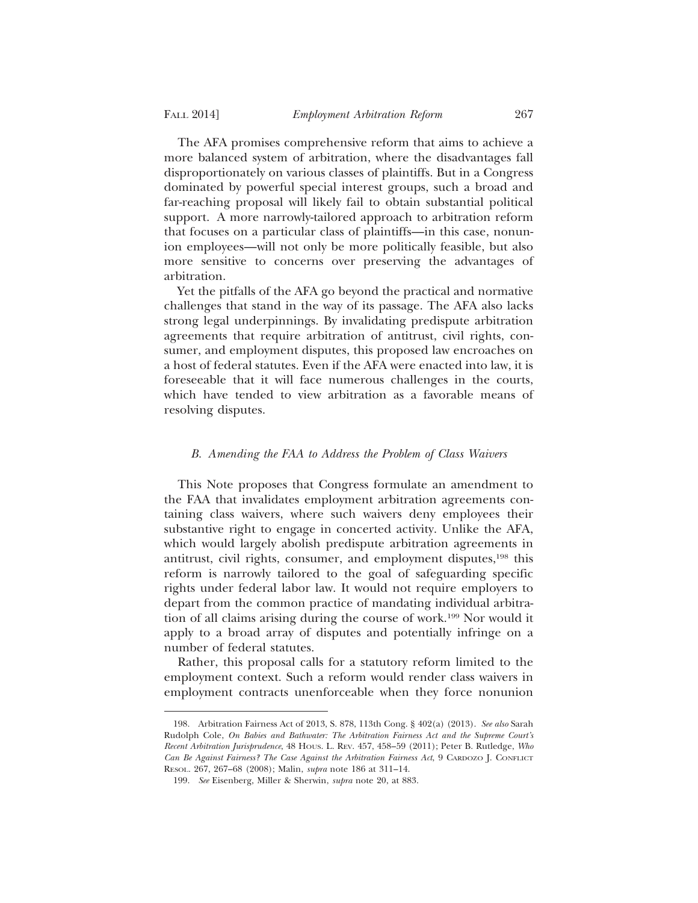The AFA promises comprehensive reform that aims to achieve a more balanced system of arbitration, where the disadvantages fall disproportionately on various classes of plaintiffs. But in a Congress dominated by powerful special interest groups, such a broad and far-reaching proposal will likely fail to obtain substantial political support. A more narrowly-tailored approach to arbitration reform that focuses on a particular class of plaintiffs—in this case, nonunion employees—will not only be more politically feasible, but also more sensitive to concerns over preserving the advantages of arbitration.

Yet the pitfalls of the AFA go beyond the practical and normative challenges that stand in the way of its passage. The AFA also lacks strong legal underpinnings. By invalidating predispute arbitration agreements that require arbitration of antitrust, civil rights, consumer, and employment disputes, this proposed law encroaches on a host of federal statutes. Even if the AFA were enacted into law, it is foreseeable that it will face numerous challenges in the courts, which have tended to view arbitration as a favorable means of resolving disputes.

### *B. Amending the FAA to Address the Problem of Class Waivers*

This Note proposes that Congress formulate an amendment to the FAA that invalidates employment arbitration agreements containing class waivers, where such waivers deny employees their substantive right to engage in concerted activity. Unlike the AFA, which would largely abolish predispute arbitration agreements in antitrust, civil rights, consumer, and employment disputes,[198] this reform is narrowly tailored to the goal of safeguarding specific rights under federal labor law. It would not require employers to depart from the common practice of mandating individual arbitration of all claims arising during the course of work.[199] Nor would it apply to a broad array of disputes and potentially infringe on a number of federal statutes.

Rather, this proposal calls for a statutory reform limited to the employment context. Such a reform would render class waivers in employment contracts unenforceable when they force nonunion

---

198. Arbitration Fairness Act of 2013, S. 878, 113th Cong. § 402(a) (2013). *See also* Sarah Rudolph Cole, *On Babies and Bathwater: The Arbitration Fairness Act and the Supreme Court's Recent Arbitration Jurisprudence*, 48 HOUS. L. REV. 457, 458–59 (2011); Peter B. Rutledge, *Who Can Be Against Fairness? The Case Against the Arbitration Fairness Act*, 9 CARDOZO J. CONFLICT RESOL. 267, 267–68 (2008); Malin, *supra* note 186 at 311–14.

199. *See* Eisenberg, Miller & Sherwin, *supra* note 20, at 883.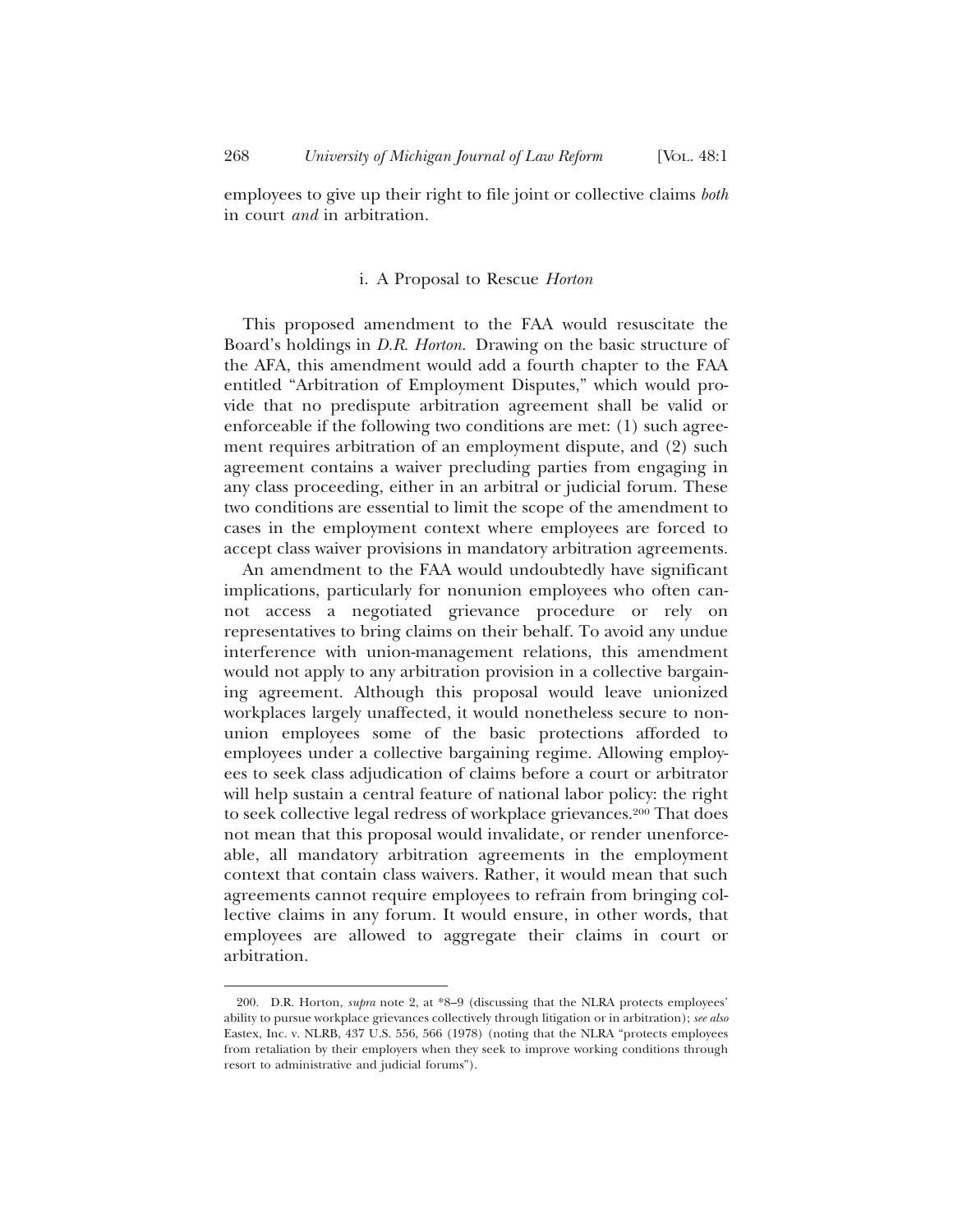employees to give up their right to file joint or collective claims *both* in court *and* in arbitration.

#### i. A Proposal to Rescue *Horton*

This proposed amendment to the FAA would resuscitate the Board's holdings in *D.R. Horton*. Drawing on the basic structure of the AFA, this amendment would add a fourth chapter to the FAA entitled "Arbitration of Employment Disputes," which would provide that no predispute arbitration agreement shall be valid or enforceable if the following two conditions are met: (1) such agreement requires arbitration of an employment dispute, and (2) such agreement contains a waiver precluding parties from engaging in any class proceeding, either in an arbitral or judicial forum. These two conditions are essential to limit the scope of the amendment to cases in the employment context where employees are forced to accept class waiver provisions in mandatory arbitration agreements.

An amendment to the FAA would undoubtedly have significant implications, particularly for nonunion employees who often cannot access a negotiated grievance procedure or rely on representatives to bring claims on their behalf. To avoid any undue interference with union-management relations, this amendment would not apply to any arbitration provision in a collective bargaining agreement. Although this proposal would leave unionized workplaces largely unaffected, it would nonetheless secure to nonunion employees some of the basic protections afforded to employees under a collective bargaining regime. Allowing employees to seek class adjudication of claims before a court or arbitrator will help sustain a central feature of national labor policy: the right to seek collective legal redress of workplace grievances.[200] That does not mean that this proposal would invalidate, or render unenforceable, all mandatory arbitration agreements in the employment context that contain class waivers. Rather, it would mean that such agreements cannot require employees to refrain from bringing collective claims in any forum. It would ensure, in other words, that employees are allowed to aggregate their claims in court or arbitration.

200. D.R. Horton, *supra* note 2, at *8–9 (discussing that the NLRA protects employees' ability to pursue workplace grievances collectively through litigation or in arbitration); *see also* Eastex, Inc. v. NLRB, 437 U.S. 556, 566 (1978) (noting that the NLRA "protects employees from retaliation by their employers when they seek to improve working conditions through resort to administrative and judicial forums").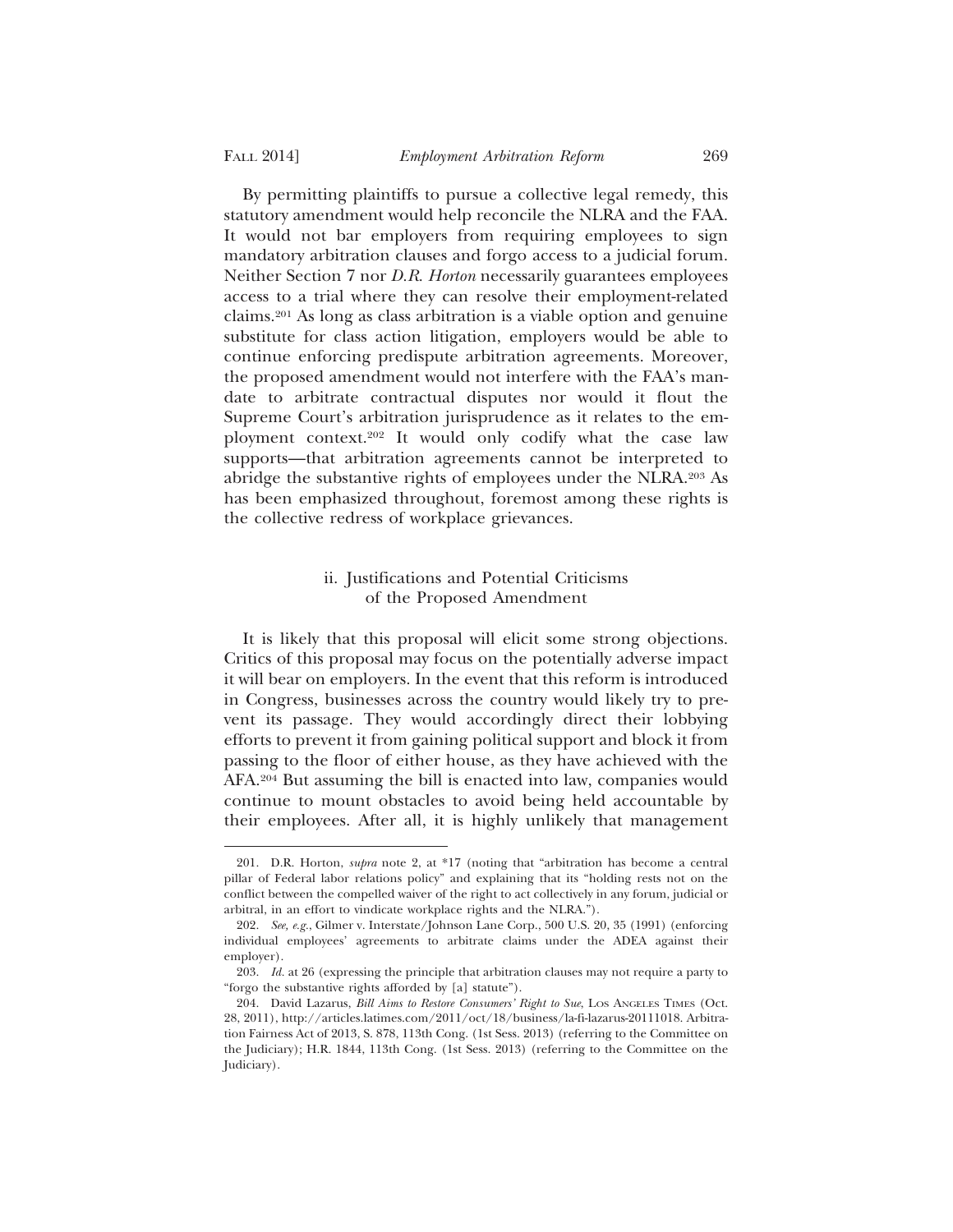By permitting plaintiffs to pursue a collective legal remedy, this statutory amendment would help reconcile the NLRA and the FAA. It would not bar employers from requiring employees to sign mandatory arbitration clauses and forgo access to a judicial forum. Neither Section 7 nor *D.R. Horton* necessarily guarantees employees access to a trial where they can resolve their employment-related claims.[201] As long as class arbitration is a viable option and genuine substitute for class action litigation, employers would be able to continue enforcing predispute arbitration agreements. Moreover, the proposed amendment would not interfere with the FAA's mandate to arbitrate contractual disputes nor would it flout the Supreme Court's arbitration jurisprudence as it relates to the employment context.[202] It would only codify what the case law supports—that arbitration agreements cannot be interpreted to abridge the substantive rights of employees under the NLRA.[203] As has been emphasized throughout, foremost among these rights is the collective redress of workplace grievances.

### ii. Justifications and Potential Criticisms of the Proposed Amendment

It is likely that this proposal will elicit some strong objections. Critics of this proposal may focus on the potentially adverse impact it will bear on employers. In the event that this reform is introduced in Congress, businesses across the country would likely try to prevent its passage. They would accordingly direct their lobbying efforts to prevent it from gaining political support and block it from passing to the floor of either house, as they have achieved with the AFA.[204] But assuming the bill is enacted into law, companies would continue to mount obstacles to avoid being held accountable by their employees. After all, it is highly unlikely that management

---

201. D.R. Horton, *supra* note 2, at *17 (noting that "arbitration has become a central pillar of Federal labor relations policy" and explaining that its "holding rests not on the conflict between the compelled waiver of the right to act collectively in any forum, judicial or arbitral, in an effort to vindicate workplace rights and the NLRA.").

202. *See, e.g.*, Gilmer v. Interstate/Johnson Lane Corp., 500 U.S. 20, 35 (1991) (enforcing individual employees' agreements to arbitrate claims under the ADEA against their employer).

203. *Id.* at 26 (expressing the principle that arbitration clauses may not require a party to "forgo the substantive rights afforded by [a] statute").

204. David Lazarus, *Bill Aims to Restore Consumers' Right to Sue*, Los Angeles Times (Oct. 28, 2011), http://articles.latimes.com/2011/oct/18/business/la-fi-lazarus-20111018. Arbitration Fairness Act of 2013, S. 878, 113th Cong. (1st Sess. 2013) (referring to the Committee on the Judiciary); H.R. 1844, 113th Cong. (1st Sess. 2013) (referring to the Committee on the Judiciary).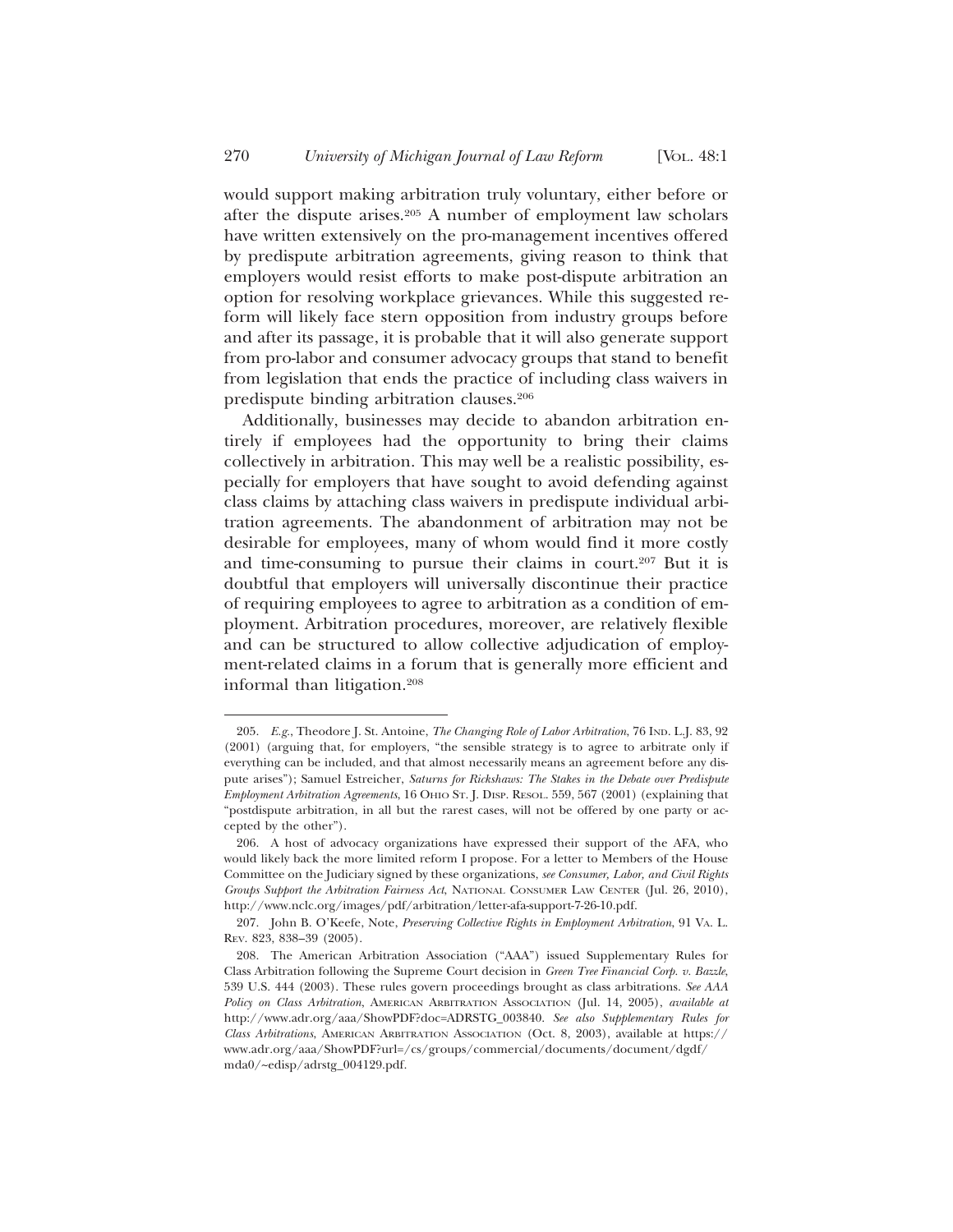would support making arbitration truly voluntary, either before or after the dispute arises.[205] A number of employment law scholars have written extensively on the pro-management incentives offered by predispute arbitration agreements, giving reason to think that employers would resist efforts to make post-dispute arbitration an option for resolving workplace grievances. While this suggested reform will likely face stern opposition from industry groups before and after its passage, it is probable that it will also generate support from pro-labor and consumer advocacy groups that stand to benefit from legislation that ends the practice of including class waivers in predispute binding arbitration clauses.[206]

Additionally, businesses may decide to abandon arbitration entirely if employees had the opportunity to bring their claims collectively in arbitration. This may well be a realistic possibility, especially for employers that have sought to avoid defending against class claims by attaching class waivers in predispute individual arbitration agreements. The abandonment of arbitration may not be desirable for employees, many of whom would find it more costly and time-consuming to pursue their claims in court.[207] But it is doubtful that employers will universally discontinue their practice of requiring employees to agree to arbitration as a condition of employment. Arbitration procedures, moreover, are relatively flexible and can be structured to allow collective adjudication of employment-related claims in a forum that is generally more efficient and informal than litigation.[208]

---

205. *E.g.*, Theodore J. St. Antoine, *The Changing Role of Labor Arbitration*, 76 Ind. L.J. 83, 92 (2001) (arguing that, for employers, "the sensible strategy is to agree to arbitrate only if everything can be included, and that almost necessarily means an agreement before any dispute arises"); Samuel Estreicher, *Saturns for Rickshaws: The Stakes in the Debate over Predispute Employment Arbitration Agreements*, 16 Ohio St. J. Disp. Resol. 559, 567 (2001) (explaining that "postdispute arbitration, in all but the rarest cases, will not be offered by one party or accepted by the other").

206. A host of advocacy organizations have expressed their support of the AFA, who would likely back the more limited reform I propose. For a letter to Members of the House Committee on the Judiciary signed by these organizations, *see Consumer, Labor, and Civil Rights Groups Support the Arbitration Fairness Act*, National Consumer Law Center (Jul. 26, 2010), http://www.nclc.org/images/pdf/arbitration/letter-afa-support-7-26-10.pdf.

207. John B. O'Keefe, Note, *Preserving Collective Rights in Employment Arbitration*, 91 Va. L. Rev. 823, 838–39 (2005).

208. The American Arbitration Association ("AAA") issued Supplementary Rules for Class Arbitration following the Supreme Court decision in *Green Tree Financial Corp. v. Bazzle*, 539 U.S. 444 (2003). These rules govern proceedings brought as class arbitrations. *See AAA Policy on Class Arbitration*, American Arbitration Association (Jul. 14, 2005), *available at* http://www.adr.org/aaa/ShowPDF?doc=ADRSTG_003840. *See also Supplementary Rules for Class Arbitrations*, American Arbitration Association (Oct. 8, 2003), available at https://www.adr.org/aaa/ShowPDF?url=/cs/groups/commercial/documents/document/dgdf/mda0/~edisp/adrstg_004129.pdf.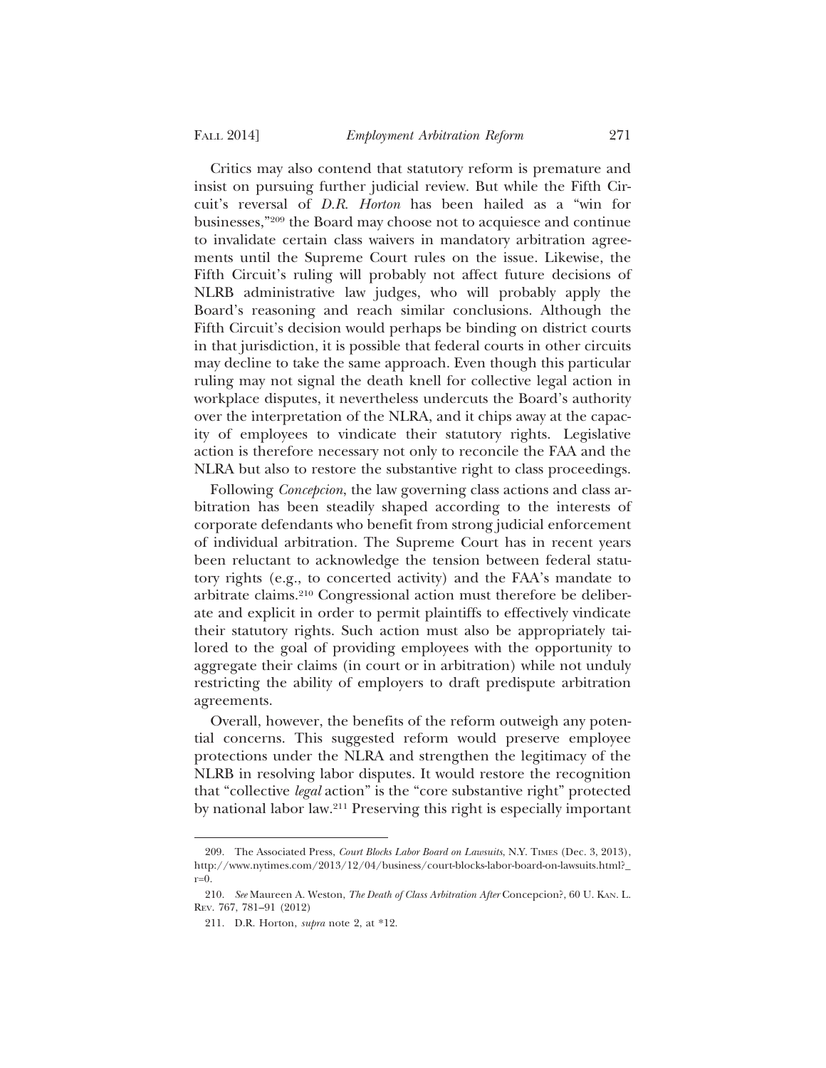Critics may also contend that statutory reform is premature and insist on pursuing further judicial review. But while the Fifth Circuit's reversal of *D.R. Horton* has been hailed as a "win for businesses,"[209] the Board may choose not to acquiesce and continue to invalidate certain class waivers in mandatory arbitration agreements until the Supreme Court rules on the issue. Likewise, the Fifth Circuit's ruling will probably not affect future decisions of NLRB administrative law judges, who will probably apply the Board's reasoning and reach similar conclusions. Although the Fifth Circuit's decision would perhaps be binding on district courts in that jurisdiction, it is possible that federal courts in other circuits may decline to take the same approach. Even though this particular ruling may not signal the death knell for collective legal action in workplace disputes, it nevertheless undercuts the Board's authority over the interpretation of the NLRA, and it chips away at the capacity of employees to vindicate their statutory rights. Legislative action is therefore necessary not only to reconcile the FAA and the NLRA but also to restore the substantive right to class proceedings.

Following *Concepcion*, the law governing class actions and class arbitration has been steadily shaped according to the interests of corporate defendants who benefit from strong judicial enforcement of individual arbitration. The Supreme Court has in recent years been reluctant to acknowledge the tension between federal statutory rights (e.g., to concerted activity) and the FAA's mandate to arbitrate claims.[210] Congressional action must therefore be deliberate and explicit in order to permit plaintiffs to effectively vindicate their statutory rights. Such action must also be appropriately tailored to the goal of providing employees with the opportunity to aggregate their claims (in court or in arbitration) while not unduly restricting the ability of employers to draft predispute arbitration agreements.

Overall, however, the benefits of the reform outweigh any potential concerns. This suggested reform would preserve employee protections under the NLRA and strengthen the legitimacy of the NLRB in resolving labor disputes. It would restore the recognition that "collective *legal* action" is the "core substantive right" protected by national labor law.[211] Preserving this right is especially important

---

209. The Associated Press, *Court Blocks Labor Board on Lawsuits*, N.Y. TIMES (Dec. 3, 2013), http://www.nytimes.com/2013/12/04/business/court-blocks-labor-board-on-lawsuits.html?_r=0.

210. *See* Maureen A. Weston, *The Death of Class Arbitration After* Concepcion?, 60 U. KAN. L. REV. 767, 781–91 (2012)

211. D.R. Horton, *supra* note 2, at *12.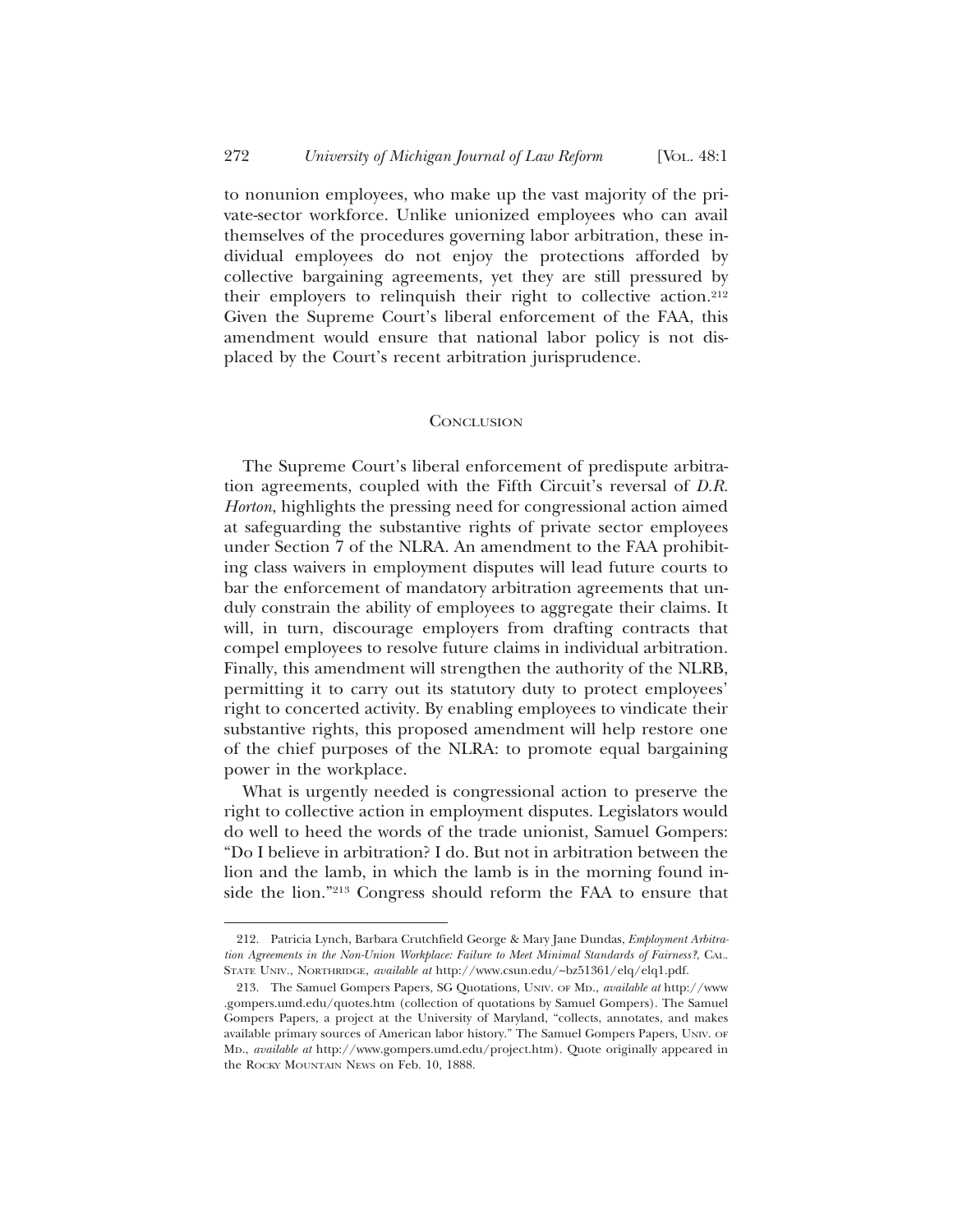to nonunion employees, who make up the vast majority of the private-sector workforce. Unlike unionized employees who can avail themselves of the procedures governing labor arbitration, these individual employees do not enjoy the protections afforded by collective bargaining agreements, yet they are still pressured by their employers to relinquish their right to collective action.[212] Given the Supreme Court's liberal enforcement of the FAA, this amendment would ensure that national labor policy is not displaced by the Court's recent arbitration jurisprudence.

## Conclusion

The Supreme Court's liberal enforcement of predispute arbitration agreements, coupled with the Fifth Circuit's reversal of *D.R. Horton*, highlights the pressing need for congressional action aimed at safeguarding the substantive rights of private sector employees under Section 7 of the NLRA. An amendment to the FAA prohibiting class waivers in employment disputes will lead future courts to bar the enforcement of mandatory arbitration agreements that unduly constrain the ability of employees to aggregate their claims. It will, in turn, discourage employers from drafting contracts that compel employees to resolve future claims in individual arbitration. Finally, this amendment will strengthen the authority of the NLRB, permitting it to carry out its statutory duty to protect employees' right to concerted activity. By enabling employees to vindicate their substantive rights, this proposed amendment will help restore one of the chief purposes of the NLRA: to promote equal bargaining power in the workplace.

What is urgently needed is congressional action to preserve the right to collective action in employment disputes. Legislators would do well to heed the words of the trade unionist, Samuel Gompers: "Do I believe in arbitration? I do. But not in arbitration between the lion and the lamb, in which the lamb is in the morning found inside the lion."[213] Congress should reform the FAA to ensure that

---

212. Patricia Lynch, Barbara Crutchfield George & Mary Jane Dundas, *Employment Arbitration Agreements in the Non-Union Workplace: Failure to Meet Minimal Standards of Fairness?*, Cal. State Univ., Northridge, *available at* http://www.csun.edu/~bz51361/elq/elq1.pdf.

213. The Samuel Gompers Papers, SG Quotations, Univ. of Md., *available at* http://www.gompers.umd.edu/quotes.htm (collection of quotations by Samuel Gompers). The Samuel Gompers Papers, a project at the University of Maryland, "collects, annotates, and makes available primary sources of American labor history." The Samuel Gompers Papers, Univ. of Md., *available at* http://www.gompers.umd.edu/project.htm). Quote originally appeared in the Rocky Mountain News on Feb. 10, 1888.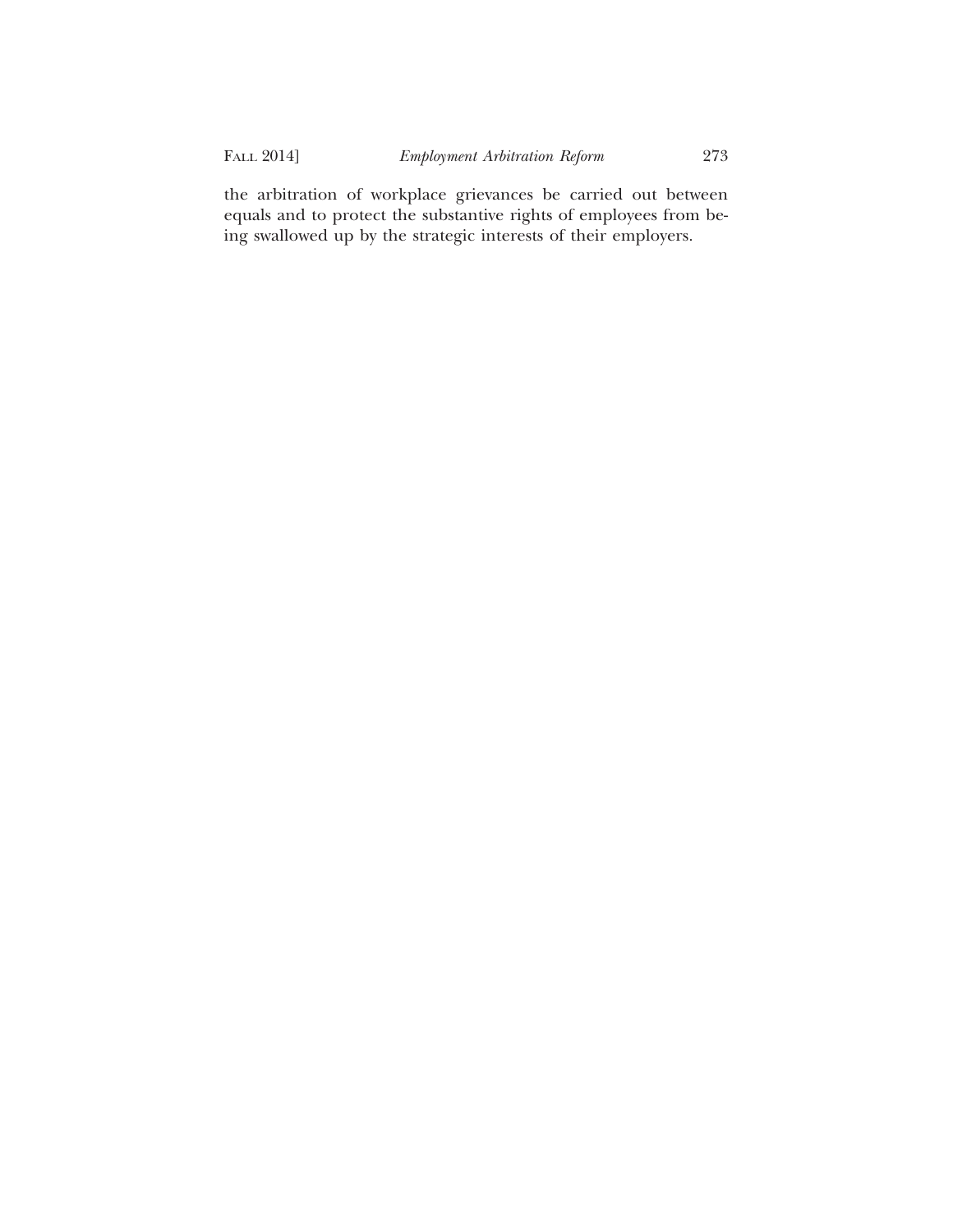the arbitration of workplace grievances be carried out between equals and to protect the substantive rights of employees from being swallowed up by the strategic interests of their employers.